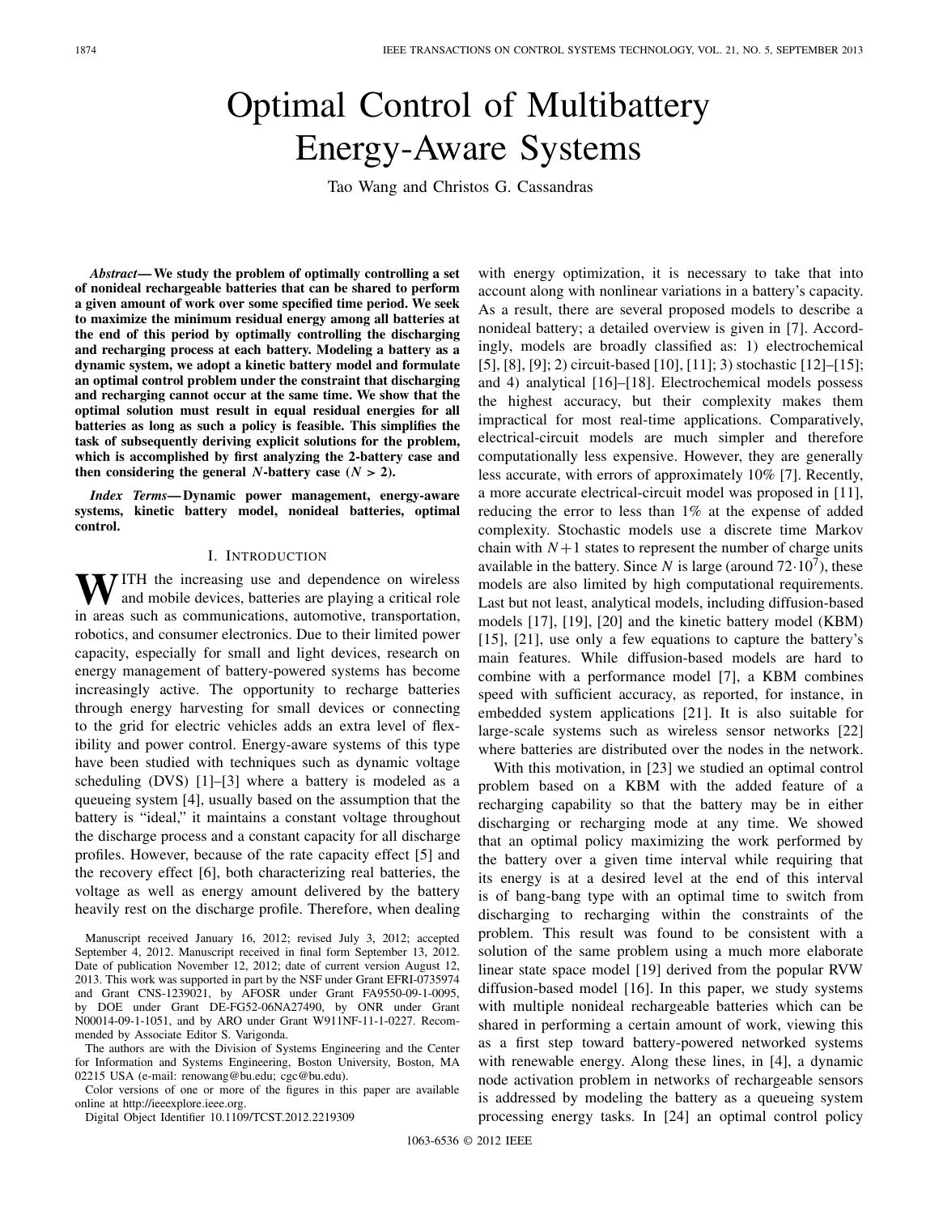# Optimal Control of Multibattery Energy-Aware Systems

Tao Wang and Christos G. Cassandras

***Abstract*— We study the problem of optimally controlling a set of nonideal rechargeable batteries that can be shared to perform a given amount of work over some specified time period. We seek to maximize the minimum residual energy among all batteries at the end of this period by optimally controlling the discharging and recharging process at each battery. Modeling a battery as a dynamic system, we adopt a kinetic battery model and formulate an optimal control problem under the constraint that discharging and recharging cannot occur at the same time. We show that the optimal solution must result in equal residual energies for all batteries as long as such a policy is feasible. This simplifies the task of subsequently deriving explicit solutions for the problem, which is accomplished by first analyzing the 2-battery case and then considering the general *N*-battery case (*N* > 2).**

***Index Terms*— Dynamic power management, energy-aware systems, kinetic battery model, nonideal batteries, optimal control.**

## I. Introduction

With the increasing use and dependence on wireless and mobile devices, batteries are playing a critical role in areas such as communications, automotive, transportation, robotics, and consumer electronics. Due to their limited power capacity, especially for small and light devices, research on energy management of battery-powered systems has become increasingly active. The opportunity to recharge batteries through energy harvesting for small devices or connecting to the grid for electric vehicles adds an extra level of flexibility and power control. Energy-aware systems of this type have been studied with techniques such as dynamic voltage scheduling (DVS) [1]–[3] where a battery is modeled as a queueing system [4], usually based on the assumption that the battery is "ideal," it maintains a constant voltage throughout the discharge process and a constant capacity for all discharge profiles. However, because of the rate capacity effect [5] and the recovery effect [6], both characterizing real batteries, the voltage as well as energy amount delivered by the battery heavily rest on the discharge profile. Therefore, when dealing with energy optimization, it is necessary to take that into account along with nonlinear variations in a battery's capacity. As a result, there are several proposed models to describe a nonideal battery; a detailed overview is given in [7]. Accordingly, models are broadly classified as: 1) electrochemical [5], [8], [9]; 2) circuit-based [10], [11]; 3) stochastic [12]–[15]; and 4) analytical [16]–[18]. Electrochemical models possess the highest accuracy, but their complexity makes them impractical for most real-time applications. Comparatively, electrical-circuit models are much simpler and therefore computationally less expensive. However, they are generally less accurate, with errors of approximately 10% [7]. Recently, a more accurate electrical-circuit model was proposed in [11], reducing the error to less than 1% at the expense of added complexity. Stochastic models use a discrete time Markov chain with $N+1$ states to represent the number of charge units available in the battery. Since $N$ is large (around $72\cdot 10^7$), these models are also limited by high computational requirements. Last but not least, analytical models, including diffusion-based models [17], [19], [20] and the kinetic battery model (KBM) [15], [21], use only a few equations to capture the battery's main features. While diffusion-based models are hard to combine with a performance model [7], a KBM combines speed with sufficient accuracy, as reported, for instance, in embedded system applications [21]. It is also suitable for large-scale systems such as wireless sensor networks [22] where batteries are distributed over the nodes in the network.

With this motivation, in [23] we studied an optimal control problem based on a KBM with the added feature of a recharging capability so that the battery may be in either discharging or recharging mode at any time. We showed that an optimal policy maximizing the work performed by the battery over a given time interval while requiring that its energy is at a desired level at the end of this interval is of bang-bang type with an optimal time to switch from discharging to recharging within the constraints of the problem. This result was found to be consistent with a solution of the same problem using a much more elaborate linear state space model [19] derived from the popular RVW diffusion-based model [16]. In this paper, we study systems with multiple nonideal rechargeable batteries which can be shared in performing a certain amount of work, viewing this as a first step toward battery-powered networked systems with renewable energy. Along these lines, in [4], a dynamic node activation problem in networks of rechargeable sensors is addressed by modeling the battery as a queueing system processing energy tasks. In [24] an optimal control policy

Manuscript received January 16, 2012; revised July 3, 2012; accepted September 4, 2012. Manuscript received in final form September 13, 2012. Date of publication November 12, 2012; date of current version August 12, 2013. This work was supported in part by the NSF under Grant EFRI-0735974 and Grant CNS-1239021, by AFOSR under Grant FA9550-09-1-0095, by DOE under Grant DE-FG52-06NA27490, by ONR under Grant N00014-09-1-1051, and by ARO under Grant W911NF-11-1-0227. Recommended by Associate Editor S. Varigonda.

The authors are with the Division of Systems Engineering and the Center for Information and Systems Engineering, Boston University, Boston, MA 02215 USA (e-mail: renowang@bu.edu; cgc@bu.edu).

Color versions of one or more of the figures in this paper are available online at http://ieeexplore.ieee.org.

Digital Object Identifier 10.1109/TCST.2012.2219309

1063-6536 © 2012 IEEE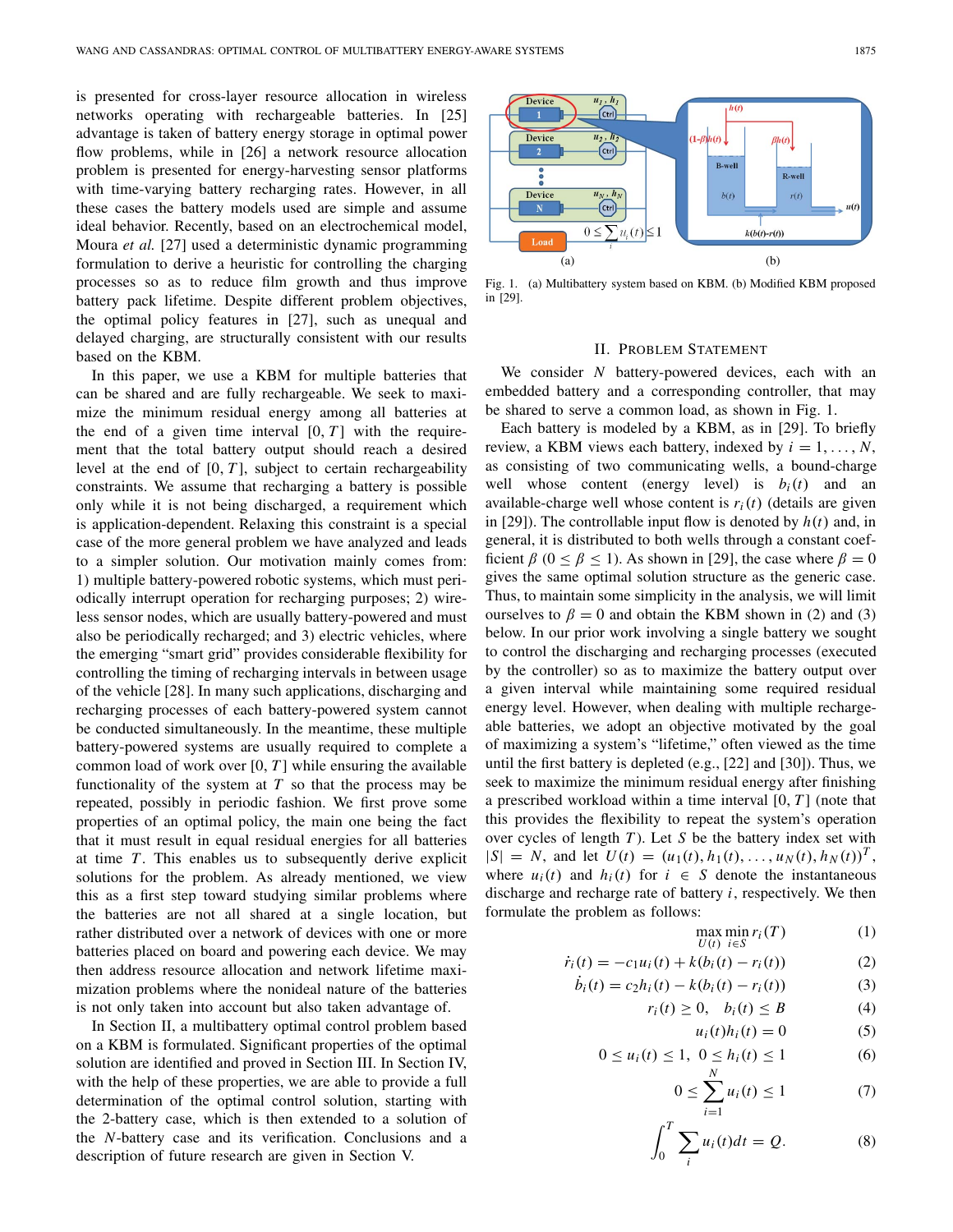is presented for cross-layer resource allocation in wireless networks operating with rechargeable batteries. In [25] advantage is taken of battery energy storage in optimal power flow problems, while in [26] a network resource allocation problem is presented for energy-harvesting sensor platforms with time-varying battery recharging rates. However, in all these cases the battery models used are simple and assume ideal behavior. Recently, based on an electrochemical model, Moura *et al.* [27] used a deterministic dynamic programming formulation to derive a heuristic for controlling the charging processes so as to reduce film growth and thus improve battery pack lifetime. Despite different problem objectives, the optimal policy features in [27], such as unequal and delayed charging, are structurally consistent with our results based on the KBM.

In this paper, we use a KBM for multiple batteries that can be shared and are fully rechargeable. We seek to maximize the minimum residual energy among all batteries at the end of a given time interval $[0, T]$ with the requirement that the total battery output should reach a desired level at the end of $[0, T]$, subject to certain rechargeability constraints. We assume that recharging a battery is possible only while it is not being discharged, a requirement which is application-dependent. Relaxing this constraint is a special case of the more general problem we have analyzed and leads to a simpler solution. Our motivation mainly comes from: 1) multiple battery-powered robotic systems, which must periodically interrupt operation for recharging purposes; 2) wireless sensor nodes, which are usually battery-powered and must also be periodically recharged; and 3) electric vehicles, where the emerging "smart grid" provides considerable flexibility for controlling the timing of recharging intervals in between usage of the vehicle [28]. In many such applications, discharging and recharging processes of each battery-powered system cannot be conducted simultaneously. In the meantime, these multiple battery-powered systems are usually required to complete a common load of work over $[0, T]$ while ensuring the available functionality of the system at $T$ so that the process may be repeated, possibly in periodic fashion. We first prove some properties of an optimal policy, the main one being the fact that it must result in equal residual energies for all batteries at time $T$. This enables us to subsequently derive explicit solutions for the problem. As already mentioned, we view this as a first step toward studying similar problems where the batteries are not all shared at a single location, but rather distributed over a network of devices with one or more batteries placed on board and powering each device. We may then address resource allocation and network lifetime maximization problems where the nonideal nature of the batteries is not only taken into account but also taken advantage of.

In Section II, a multibattery optimal control problem based on a KBM is formulated. Significant properties of the optimal solution are identified and proved in Section III. In Section IV, with the help of these properties, we are able to provide a full determination of the optimal control solution, starting with the 2-battery case, which is then extended to a solution of the $N$-battery case and its verification. Conclusions and a description of future research are given in Section V.

Fig. 1. (a) Multibattery system based on KBM. (b) Modified KBM proposed in [29].

## II. Problem Statement

We consider $N$ battery-powered devices, each with an embedded battery and a corresponding controller, that may be shared to serve a common load, as shown in Fig. 1.

Each battery is modeled by a KBM, as in [29]. To briefly review, a KBM views each battery, indexed by $i = 1, \ldots, N$, as consisting of two communicating wells, a bound-charge well whose content (energy level) is $b_i(t)$ and an available-charge well whose content is $r_i(t)$ (details are given in [29]). The controllable input flow is denoted by $h(t)$ and, in general, it is distributed to both wells through a constant coefficient $\beta$ ($0 \le \beta \le 1$). As shown in [29], the case where $\beta = 0$ gives the same optimal solution structure as the generic case. Thus, to maintain some simplicity in the analysis, we will limit ourselves to $\beta = 0$ and obtain the KBM shown in (2) and (3) below. In our prior work involving a single battery we sought to control the discharging and recharging processes (executed by the controller) so as to maximize the battery output over a given interval while maintaining some required residual energy level. However, when dealing with multiple rechargeable batteries, we adopt an objective motivated by the goal of maximizing a system's "lifetime," often viewed as the time until the first battery is depleted (e.g., [22] and [30]). Thus, we seek to maximize the minimum residual energy after finishing a prescribed workload within a time interval $[0, T]$ (note that this provides the flexibility to repeat the system's operation over cycles of length $T$). Let $S$ be the battery index set with $|S| = N$, and let $U(t) = (u_1(t), h_1(t), \ldots, u_N(t), h_N(t))^T$, where $u_i(t)$ and $h_i(t)$ for $i \in S$ denote the instantaneous discharge and recharge rate of battery $i$, respectively. We then formulate the problem as follows:

$$\max_{U(t)} \min_{i \in S} r_i(T) \tag{1}$$

$$\dot{r}_i(t) = -c_1 u_i(t) + k(b_i(t) - r_i(t)) \tag{2}$$

$$\dot{b}_i(t) = c_2 h_i(t) - k(b_i(t) - r_i(t)) \tag{3}$$

$$r_i(t) \ge 0, \quad b_i(t) \le B \tag{4}$$

$$u_i(t) h_i(t) = 0 \tag{5}$$

$$0 \le u_i(t) \le 1, \quad 0 \le h_i(t) \le 1 \tag{6}$$

$$0 \le \sum_{i=1}^{N} u_i(t) \le 1 \tag{7}$$

$$\int_0^T \sum_i u_i(t) dt = Q. \tag{8}$$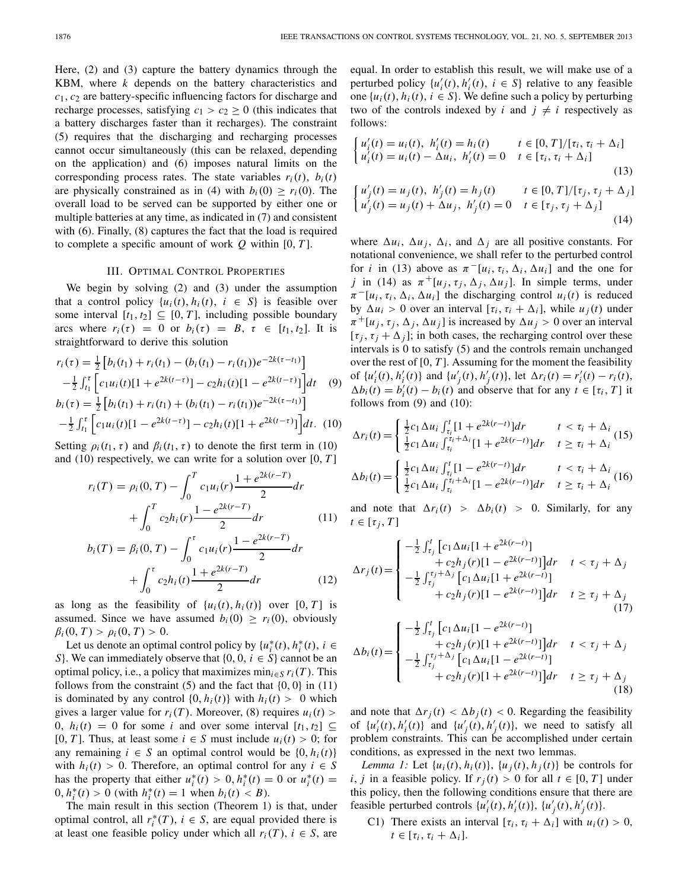Here, (2) and (3) capture the battery dynamics through the KBM, where $k$ depends on the battery characteristics and $c_1, c_2$ are battery-specific influencing factors for discharge and recharge processes, satisfying $c_1 > c_2 \geq 0$ (this indicates that a battery discharges faster than it recharges). The constraint (5) requires that the discharging and recharging processes cannot occur simultaneously (this can be relaxed, depending on the application) and (6) imposes natural limits on the corresponding process rates. The state variables $r_i(t)$, $b_i(t)$ are physically constrained as in (4) with $b_i(0) \geq r_i(0)$. The overall load to be served can be supported by either one or multiple batteries at any time, as indicated in (7) and consistent with (6). Finally, (8) captures the fact that the load is required to complete a specific amount of work $Q$ within $[0, T]$.

## III. Optimal Control Properties

We begin by solving (2) and (3) under the assumption that a control policy $\{u_i(t), h_i(t),\ i \in S\}$ is feasible over some interval $[t_1, t_2] \subseteq [0, T]$, including possible boundary arcs where $r_i(\tau) = 0$ or $b_i(\tau) = B$, $\tau \in [t_1, t_2]$. It is straightforward to derive this solution

$$r_i(\tau) = \frac{1}{2}\left[b_i(t_1) + r_i(t_1) - (b_i(t_1) - r_i(t_1))e^{-2k(\tau - t_1)}\right] - \frac{1}{2}\int_{t_1}^{\tau}\left[c_1 u_i(t)[1 + e^{2k(t-\tau)}] - c_2 h_i(t)[1 - e^{2k(t-\tau)}]\right]dt \quad (9)$$

$$b_i(\tau) = \frac{1}{2}\left[b_i(t_1) + r_i(t_1) + (b_i(t_1) - r_i(t_1))e^{-2k(\tau - t_1)}\right] - \frac{1}{2}\int_{t_1}^{\tau}\left[c_1 u_i(t)[1 - e^{2k(t-\tau)}] - c_2 h_i(t)[1 + e^{2k(t-\tau)}]\right]dt. \quad (10)$$

Setting $\rho_i(t_1, \tau)$ and $\beta_i(t_1, \tau)$ to denote the first term in (10) and (10) respectively, we can write for a solution over $[0, T]$

$$r_i(T) = \rho_i(0, T) - \int_0^T c_1 u_i(r)\frac{1 + e^{2k(r-T)}}{2}dr + \int_0^T c_2 h_i(r)\frac{1 - e^{2k(r-T)}}{2}dr \quad (11)$$

$$b_i(T) = \beta_i(0, T) - \int_0^{\tau} c_1 u_i(r)\frac{1 - e^{2k(r-T)}}{2}dr + \int_0^{\tau} c_2 h_i(t)\frac{1 + e^{2k(r-T)}}{2}dr \quad (12)$$

as long as the feasibility of $\{u_i(t), h_i(t)\}$ over $[0, T]$ is assumed. Since we have assumed $b_i(0) \geq r_i(0)$, obviously $\beta_i(0, T) > \rho_i(0, T) > 0$.

Let us denote an optimal control policy by $\{u_i^*(t), h_i^*(t),\ i \in S\}$. We can immediately observe that $\{0, 0,\ i \in S\}$ cannot be an optimal policy, i.e., a policy that maximizes $\min_{i \in S} r_i(T)$. This follows from the constraint (5) and the fact that $\{0, 0\}$ in (11) is dominated by any control $\{0, h_i(t)\}$ with $h_i(t) > 0$ which gives a larger value for $r_i(T)$. Moreover, (8) requires $u_i(t) > 0$, $h_i(t) = 0$ for some $i$ and over some interval $[t_1, t_2] \subseteq [0, T]$. Thus, at least some $i \in S$ must include $u_i(t) > 0$; for any remaining $i \in S$ an optimal control would be $\{0, h_i(t)\}$ with $h_i(t) > 0$. Therefore, an optimal control for any $i \in S$ has the property that either $u_i^*(t) > 0, h_i^*(t) = 0$ or $u_i^*(t) = 0, h_i^*(t) > 0$ (with $h_i^*(t) = 1$ when $b_i(t) < B$).

The main result in this section (Theorem 1) is that, under optimal control, all $r_i^*(T)$, $i \in S$, are equal provided there is at least one feasible policy under which all $r_i(T)$, $i \in S$, are equal. In order to establish this result, we will make use of a perturbed policy $\{u_i'(t), h_i'(t),\ i \in S\}$ relative to any feasible one $\{u_i(t), h_i(t),\ i \in S\}$. We define such a policy by perturbing two of the controls indexed by $i$ and $j \neq i$ respectively as follows:

$$\begin{cases} u_i'(t) = u_i(t),\ h_i'(t) = h_i(t) & t \in [0, T]/[\tau_i, \tau_i + \Delta_i] \\ u_i'(t) = u_i(t) - \Delta u_i,\ h_i'(t) = 0 & t \in [\tau_i, \tau_i + \Delta_i] \end{cases} \quad (13)$$

$$\begin{cases} u_j'(t) = u_j(t),\ h_j'(t) = h_j(t) & t \in [0, T]/[\tau_j, \tau_j + \Delta_j] \\ u_j'(t) = u_j(t) + \Delta u_j,\ h_j'(t) = 0 & t \in [\tau_j, \tau_j + \Delta_j] \end{cases} \quad (14)$$

where $\Delta u_i$, $\Delta u_j$, $\Delta_i$, and $\Delta_j$ are all positive constants. For notational convenience, we shall refer to the perturbed control for $i$ in (13) above as $\pi^-[u_i, \tau_i, \Delta_i, \Delta u_i]$ and the one for $j$ in (14) as $\pi^+[u_j, \tau_j, \Delta_j, \Delta u_j]$. In simple terms, under $\pi^-[u_i, \tau_i, \Delta_i, \Delta u_i]$ the discharging control $u_i(t)$ is reduced by $\Delta u_i > 0$ over an interval $[\tau_i, \tau_i + \Delta_i]$, while $u_j(t)$ under $\pi^+[u_j, \tau_j, \Delta_j, \Delta u_j]$ is increased by $\Delta u_j > 0$ over an interval $[\tau_j, \tau_j + \Delta_j]$; in both cases, the recharging control over these intervals is 0 to satisfy (5) and the controls remain unchanged over the rest of $[0, T]$. Assuming for the moment the feasibility of $\{u_i'(t), h_i'(t)\}$ and $\{u_j'(t), h_j'(t)\}$, let $\Delta r_i(t) = r_i'(t) - r_i(t)$, $\Delta b_i(t) = b_i'(t) - b_i(t)$ and observe that for any $t \in [\tau_i, T]$ it follows from (9) and (10):

$$\Delta r_i(t) = \begin{cases} \frac{1}{2}c_1 \Delta u_i \int_{\tau_i}^{t}[1 + e^{2k(r-t)}]dr & t < \tau_i + \Delta_i \\ \frac{1}{2}c_1 \Delta u_i \int_{\tau_i}^{\tau_i + \Delta_i}[1 + e^{2k(r-t)}]dr & t \geq \tau_i + \Delta_i \end{cases} \quad (15)$$

$$\Delta b_i(t) = \begin{cases} \frac{1}{2}c_1 \Delta u_i \int_{\tau_i}^{t}[1 - e^{2k(r-t)}]dr & t < \tau_i + \Delta_i \\ \frac{1}{2}c_1 \Delta u_i \int_{\tau_i}^{\tau_i + \Delta_i}[1 - e^{2k(r-t)}]dr & t \geq \tau_i + \Delta_i \end{cases} \quad (16)$$

and note that $\Delta r_i(t) > \Delta b_i(t) > 0$. Similarly, for any $t \in [\tau_j, T]$

$$\Delta r_j(t) = \begin{cases} -\frac{1}{2}\int_{\tau_j}^{t}\left[c_1 \Delta u_i[1 + e^{2k(r-t)}] + c_2 h_j(r)[1 - e^{2k(r-t)}]\right]dr & t < \tau_j + \Delta_j \\ -\frac{1}{2}\int_{\tau_j}^{\tau_j + \Delta_j}\left[c_1 \Delta u_i[1 + e^{2k(r-t)}] + c_2 h_j(r)[1 - e^{2k(r-t)}]\right]dr & t \geq \tau_j + \Delta_j \end{cases} \quad (17)$$

$$\Delta b_i(t) = \begin{cases} -\frac{1}{2}\int_{\tau_j}^{t}\left[c_1 \Delta u_i[1 - e^{2k(r-t)}] + c_2 h_j(r)[1 + e^{2k(r-t)}]\right]dr & t < \tau_j + \Delta_j \\ -\frac{1}{2}\int_{\tau_j}^{\tau_j + \Delta_j}\left[c_1 \Delta u_i[1 - e^{2k(r-t)}] + c_2 h_j(r)[1 + e^{2k(r-t)}]\right]dr & t \geq \tau_j + \Delta_j \end{cases} \quad (18)$$

and note that $\Delta r_j(t) < \Delta b_j(t) < 0$. Regarding the feasibility of $\{u_i'(t), h_i'(t)\}$ and $\{u_j'(t), h_j'(t)\}$, we need to satisfy all problem constraints. This can be accomplished under certain conditions, as expressed in the next two lemmas.

*Lemma 1:* Let $\{u_i(t), h_i(t)\}$, $\{u_j(t), h_j(t)\}$ be controls for $i$, $j$ in a feasible policy. If $r_j(t) > 0$ for all $t \in [0, T]$ under this policy, then the following conditions ensure that there are feasible perturbed controls $\{u_i'(t), h_i'(t)\}$, $\{u_j'(t), h_j'(t)\}$.

C1) There exists an interval $[\tau_i, \tau_i + \Delta_i]$ with $u_i(t) > 0$, $t \in [\tau_i, \tau_i + \Delta_i]$.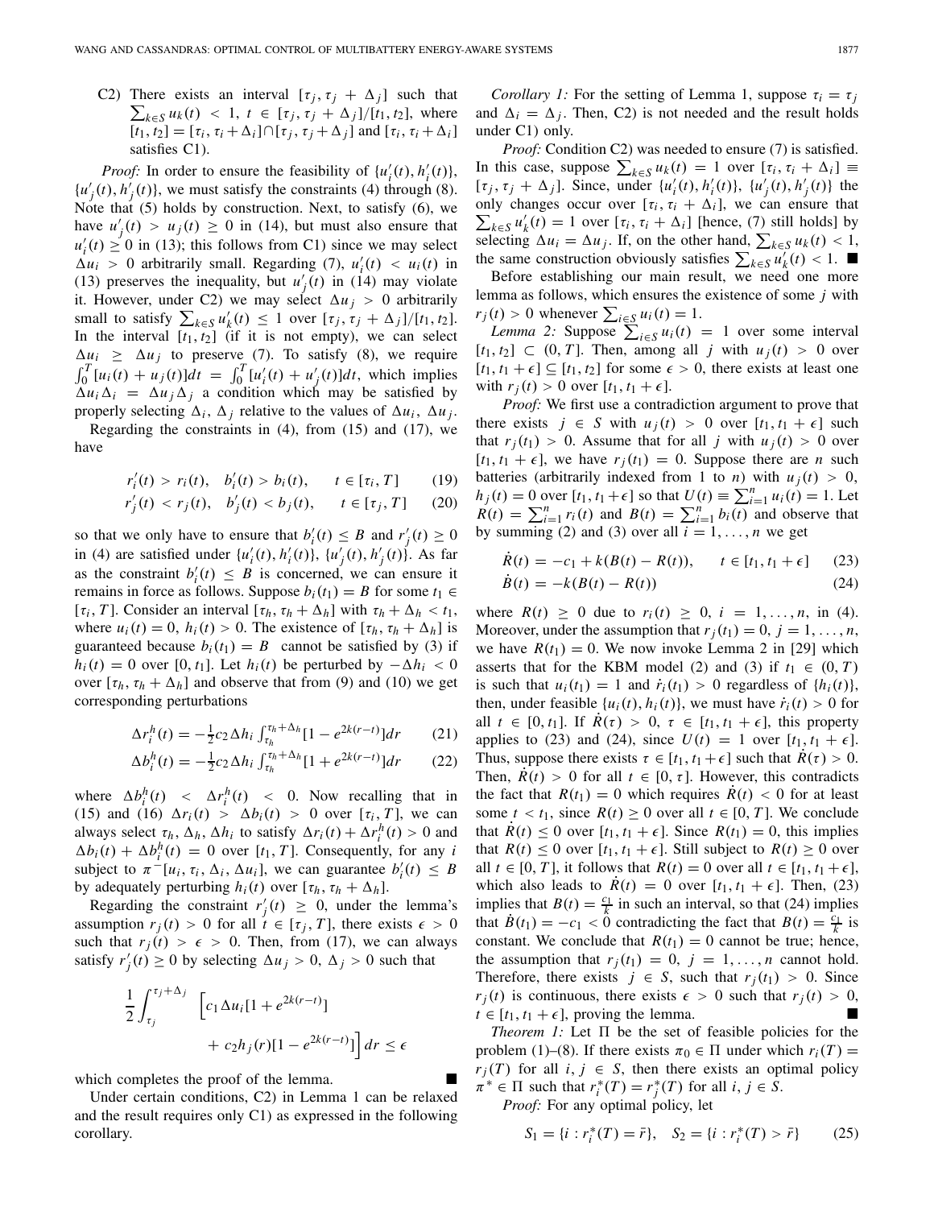C2) There exists an interval $[\tau_j, \tau_j + \Delta_j]$ such that $\sum_{k \in S} u_k(t) < 1$, $t \in [\tau_j, \tau_j + \Delta_j]/[t_1, t_2]$, where $[t_1, t_2] = [\tau_i, \tau_i + \Delta_i] \cap [\tau_j, \tau_j + \Delta_j]$ and $[\tau_i, \tau_i + \Delta_i]$ satisfies C1).

*Proof:* In order to ensure the feasibility of $\{u_i'(t), h_i'(t)\}$, $\{u_j'(t), h_j'(t)\}$, we must satisfy the constraints (4) through (8). Note that (5) holds by construction. Next, to satisfy (6), we have $u_j'(t) > u_j(t) \geq 0$ in (14), but must also ensure that $u_i'(t) \geq 0$ in (13); this follows from C1) since we may select $\Delta u_i > 0$ arbitrarily small. Regarding (7), $u_i'(t) < u_i(t)$ in (13) preserves the inequality, but $u_j'(t)$ in (14) may violate it. However, under C2) we may select $\Delta u_j > 0$ arbitrarily small to satisfy $\sum_{k \in S} u_k'(t) \leq 1$ over $[\tau_j, \tau_j + \Delta_j]/[t_1, t_2]$. In the interval $[t_1, t_2]$ (if it is not empty), we can select $\Delta u_i \geq \Delta u_j$ to preserve (7). To satisfy (8), we require $\int_0^T [u_i(t) + u_j(t)]dt = \int_0^T [u_i'(t) + u_j'(t)]dt$, which implies $\Delta u_i \Delta_i = \Delta u_j \Delta_j$ a condition which may be satisfied by properly selecting $\Delta_i$, $\Delta_j$ relative to the values of $\Delta u_i$, $\Delta u_j$.

Regarding the constraints in (4), from (15) and (17), we have

$$r_i'(t) > r_i(t), \quad b_i'(t) > b_i(t), \qquad t \in [\tau_i, T] \tag{19}$$

$$r_j'(t) < r_j(t), \quad b_j'(t) < b_j(t), \qquad t \in [\tau_j, T] \tag{20}$$

so that we only have to ensure that $b_i'(t) \leq B$ and $r_j'(t) \geq 0$ in (4) are satisfied under $\{u_i'(t), h_i'(t)\}$, $\{u_j'(t), h_j'(t)\}$. As far as the constraint $b_i'(t) \leq B$ is concerned, we can ensure it remains in force as follows. Suppose $b_i(t_1) = B$ for some $t_1 \in [\tau_i, T]$. Consider an interval $[\tau_h, \tau_h + \Delta_h]$ with $\tau_h + \Delta_h < t_1$, where $u_i(t) = 0$, $h_i(t) > 0$. The existence of $[\tau_h, \tau_h + \Delta_h]$ is guaranteed because $b_i(t_1) = B$ cannot be satisfied by (3) if $h_i(t) = 0$ over $[0, t_1]$. Let $h_i(t)$ be perturbed by $-\Delta h_i < 0$ over $[\tau_h, \tau_h + \Delta_h]$ and observe that from (9) and (10) we get corresponding perturbations

$$\Delta r_i^h(t) = -\frac{1}{2} c_2 \Delta h_i \int_{\tau_h}^{\tau_h + \Delta_h} [1 - e^{2k(r-t)}] dr \tag{21}$$

$$\Delta b_i^h(t) = -\frac{1}{2} c_2 \Delta h_i \int_{\tau_h}^{\tau_h + \Delta_h} [1 + e^{2k(r-t)}] dr \tag{22}$$

where $\Delta b_i^h(t) < \Delta r_i^h(t) < 0$. Now recalling that in (15) and (16) $\Delta r_i(t) > \Delta b_i(t) > 0$ over $[\tau_i, T]$, we can always select $\tau_h, \Delta_h, \Delta h_i$ to satisfy $\Delta r_i(t) + \Delta r_i^h(t) > 0$ and $\Delta b_i(t) + \Delta b_i^h(t) = 0$ over $[t_1, T]$. Consequently, for any $i$ subject to $\pi^-[u_i, \tau_i, \Delta_i, \Delta u_i]$, we can guarantee $b_i'(t) \leq B$ by adequately perturbing $h_i(t)$ over $[\tau_h, \tau_h + \Delta_h]$.

Regarding the constraint $r_j'(t) \geq 0$, under the lemma's assumption $r_j(t) > 0$ for all $t \in [\tau_j, T]$, there exists $\epsilon > 0$ such that $r_j(t) > \epsilon > 0$. Then, from (17), we can always satisfy $r_j'(t) \geq 0$ by selecting $\Delta u_j > 0$, $\Delta_j > 0$ such that

$$\frac{1}{2} \int_{\tau_j}^{\tau_j + \Delta_j} \Big[ c_1 \Delta u_i [1 + e^{2k(r-t)}] + c_2 h_j(r) [1 - e^{2k(r-t)}] \Big] dr \leq \epsilon$$

which completes the proof of the lemma. ■

Under certain conditions, C2) in Lemma 1 can be relaxed and the result requires only C1) as expressed in the following corollary.

*Corollary 1:* For the setting of Lemma 1, suppose $\tau_i = \tau_j$ and $\Delta_i = \Delta_j$. Then, C2) is not needed and the result holds under C1) only.

*Proof:* Condition C2) was needed to ensure (7) is satisfied. In this case, suppose $\sum_{k \in S} u_k(t) = 1$ over $[\tau_i, \tau_i + \Delta_i] \equiv [\tau_j, \tau_j + \Delta_j]$. Since, under $\{u_i'(t), h_i'(t)\}$, $\{u_j'(t), h_j'(t)\}$ the only changes occur over $[\tau_i, \tau_i + \Delta_i]$, we can ensure that $\sum_{k \in S} u_k'(t) = 1$ over $[\tau_i, \tau_i + \Delta_i]$ [hence, (7) still holds] by selecting $\Delta u_i = \Delta u_j$. If, on the other hand, $\sum_{k \in S} u_k(t) < 1$, the same construction obviously satisfies $\sum_{k \in S} u_k'(t) < 1$. ■

Before establishing our main result, we need one more lemma as follows, which ensures the existence of some $j$ with $r_j(t) > 0$ whenever $\sum_{i \in S} u_i(t) = 1$.

*Lemma 2:* Suppose $\sum_{i \in S} u_i(t) = 1$ over some interval $[t_1, t_2] \subset (0, T]$. Then, among all $j$ with $u_j(t) > 0$ over $[t_1, t_1 + \epsilon] \subseteq [t_1, t_2]$ for some $\epsilon > 0$, there exists at least one with $r_j(t) > 0$ over $[t_1, t_1 + \epsilon]$.

*Proof:* We first use a contradiction argument to prove that there exists $j \in S$ with $u_j(t) > 0$ over $[t_1, t_1 + \epsilon]$ such that $r_j(t_1) > 0$. Assume that for all $j$ with $u_j(t) > 0$ over $[t_1, t_1 + \epsilon]$, we have $r_j(t_1) = 0$. Suppose there are $n$ such batteries (arbitrarily indexed from 1 to $n$) with $u_j(t) > 0$, $h_j(t) = 0$ over $[t_1, t_1 + \epsilon]$ so that $U(t) \equiv \sum_{i=1}^n u_i(t) = 1$. Let $R(t) = \sum_{i=1}^n r_i(t)$ and $B(t) = \sum_{i=1}^n b_i(t)$ and observe that by summing (2) and (3) over all $i = 1, \ldots, n$ we get

$$\dot{R}(t) = -c_1 + k(B(t) - R(t)), \qquad t \in [t_1, t_1 + \epsilon] \tag{23}$$

$$\dot{B}(t) = -k(B(t) - R(t)) \tag{24}$$

where $R(t) \geq 0$ due to $r_i(t) \geq 0$, $i = 1, \ldots, n$, in (4). Moreover, under the assumption that $r_j(t_1) = 0$, $j = 1, \ldots, n$, we have $R(t_1) = 0$. We now invoke Lemma 2 in [29] which asserts that for the KBM model (2) and (3) if $t_1 \in (0, T)$ is such that $u_i(t_1) = 1$ and $\dot{r}_i(t_1) > 0$ regardless of $\{h_i(t)\}$, then, under feasible $\{u_i(t), h_i(t)\}$, we must have $\dot{r}_i(t) > 0$ for all $t \in [0, t_1]$. If $\dot{R}(\tau) > 0$, $\tau \in [t_1, t_1 + \epsilon]$, this property applies to (23) and (24), since $U(t) = 1$ over $[t_1, t_1 + \epsilon]$. Thus, suppose there exists $\tau \in [t_1, t_1 + \epsilon]$ such that $\dot{R}(\tau) > 0$. Then, $\dot{R}(t) > 0$ for all $t \in [0, \tau]$. However, this contradicts the fact that $R(t_1) = 0$ which requires $\dot{R}(t) < 0$ for at least some $t < t_1$, since $R(t) \geq 0$ over all $t \in [0, T]$. We conclude that $\dot{R}(t) \leq 0$ over $[t_1, t_1 + \epsilon]$. Since $R(t_1) = 0$, this implies that $R(t) \leq 0$ over $[t_1, t_1 + \epsilon]$. Still subject to $R(t) \geq 0$ over all $t \in [0, T]$, it follows that $R(t) = 0$ over all $t \in [t_1, t_1 + \epsilon]$, which also leads to $\dot{R}(t) = 0$ over $[t_1, t_1 + \epsilon]$. Then, (23) implies that $B(t) = \frac{c_1}{k}$ in such an interval, so that (24) implies that $\dot{B}(t_1) = -c_1 < 0$ contradicting the fact that $B(t) = \frac{c_1}{k}$ is constant. We conclude that $R(t_1) = 0$ cannot be true; hence, the assumption that $r_j(t_1) = 0$, $j = 1, \ldots, n$ cannot hold. Therefore, there exists $j \in S$, such that $r_j(t_1) > 0$. Since $r_j(t)$ is continuous, there exists $\epsilon > 0$ such that $r_j(t) > 0$, $t \in [t_1, t_1 + \epsilon]$, proving the lemma. ■

*Theorem 1:* Let $\Pi$ be the set of feasible policies for the problem (1)–(8). If there exists $\pi_0 \in \Pi$ under which $r_i(T) = r_j(T)$ for all $i, j \in S$, then there exists an optimal policy $\pi^* \in \Pi$ such that $r_i^*(T) = r_j^*(T)$ for all $i, j \in S$.

*Proof:* For any optimal policy, let

$$S_1 = \{i : r_i^*(T) = \bar{r}\}, \quad S_2 = \{i : r_i^*(T) > \bar{r}\} \tag{25}$$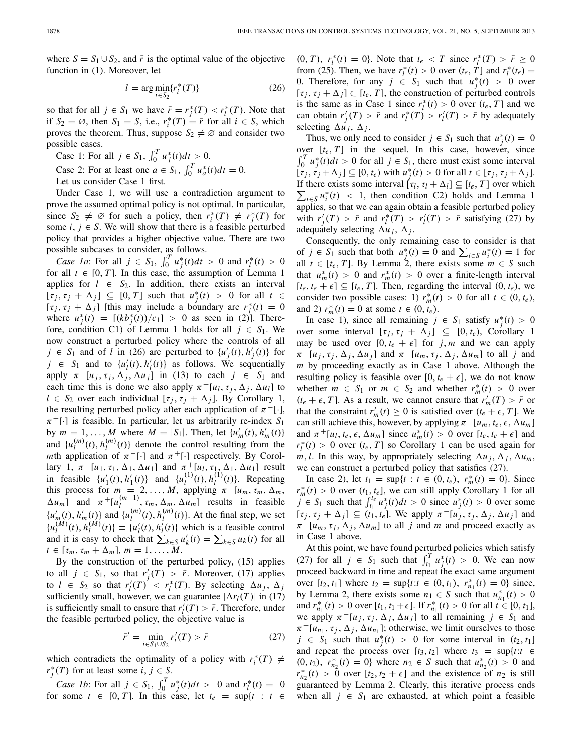where $S = S_1 \cup S_2$, and $\bar{r}$ is the optimal value of the objective function in (1). Moreover, let

$$l = \arg\min_{i \in S_2} \{r_i^*(T)\} \tag{26}$$

so that for all $j \in S_1$ we have $\bar{r} = r_j^*(T) < r_l^*(T)$. Note that if $S_2 = \varnothing$, then $S_1 = S$, i.e., $r_i^*(T) = \bar{r}$ for all $i \in S$, which proves the theorem. Thus, suppose $S_2 \neq \varnothing$ and consider two possible cases.

Case 1: For all $j \in S_1$, $\int_0^T u_j^*(t)dt > 0$.

Case 2: For at least one $a \in S_1$, $\int_0^T u_a^*(t)dt = 0$.

Let us consider Case 1 first.

Under Case 1, we will use a contradiction argument to prove the assumed optimal policy is not optimal. In particular, since $S_2 \neq \varnothing$ for such a policy, then $r_i^*(T) \neq r_j^*(T)$ for some $i, j \in S$. We will show that there is a feasible perturbed policy that provides a higher objective value. There are two possible subcases to consider, as follows.

*Case 1a*: For all $j \in S_1$, $\int_0^T u_j^*(t)dt > 0$ and $r_l^*(t) > 0$ for all $t \in [0, T]$. In this case, the assumption of Lemma 1 applies for $l \in S_2$. In addition, there exists an interval $[\tau_j, \tau_j + \Delta_j] \subseteq [0, T]$ such that $u_j^*(t) > 0$ for all $t \in [\tau_j, \tau_j + \Delta_j]$ [this may include a boundary arc $r_j^*(t) = 0$ where $u_j^*(t) = [(kb_j^*(t))/c_1] > 0$ as seen in (2)]. Therefore, condition C1) of Lemma 1 holds for all $j \in S_1$. We now construct a perturbed policy where the controls of all $j \in S_1$ and of $l$ in (26) are perturbed to $\{u_j'(t), h_j'(t)\}$ for $j \in S_1$ and to $\{u_l'(t), h_l'(t)\}$ as follows. We sequentially apply $\pi^-[u_j, \tau_j, \Delta_j, \Delta u_j]$ in (13) to each $j \in S_1$ and each time this is done we also apply $\pi^+[u_l, \tau_j, \Delta_j, \Delta u_l]$ to $l \in S_2$ over each individual $[\tau_j, \tau_j + \Delta_j]$. By Corollary 1, the resulting perturbed policy after each application of $\pi^-[\cdot]$, $\pi^+[\cdot]$ is feasible. In particular, let us arbitrarily re-index $S_1$ by $m = 1, \ldots, M$ where $M = |S_1|$. Then, let $\{u_m'(t), h_m'(t)\}$ and $\{u_l^{(m)}(t), h_l^{(m)}(t)\}$ denote the control resulting from the $m$th application of $\pi^-[\cdot]$ and $\pi^+[\cdot]$ respectively. By Corollary 1, $\pi^-[u_1, \tau_1, \Delta_1, \Delta u_1]$ and $\pi^+[u_l, \tau_1, \Delta_1, \Delta u_1]$ result in feasible $\{u_1'(t), h_1'(t)\}$ and $\{u_l^{(1)}(t), h_l^{(1)}(t)\}$. Repeating this process for $m = 2, \ldots, M$, applying $\pi^-[u_m, \tau_m, \Delta_m, \Delta u_m]$ and $\pi^+[u_l^{(m-1)}, \tau_m, \Delta_m, \Delta u_m]$ results in feasible $\{u_m'(t), h_m'(t)\}$ and $\{u_l^{(m)}(t), h_l^{(m)}(t)\}$. At the final step, we set $\{u_l^{(M)}(t), h_l^{(M)}(t)\} \equiv \{u_l'(t), h_l'(t)\}$ which is a feasible control and it is easy to check that $\sum_{k \in S} u_k'(t) = \sum_{k \in S} u_k(t)$ for all $t \in [\tau_m, \tau_m + \Delta_m]$, $m = 1, \ldots, M$.

By the construction of the perturbed policy, (15) applies to all $j \in S_1$, so that $r_j'(T) > \bar{r}$. Moreover, (17) applies to $l \in S_2$ so that $r_l'(T) < r_l^*(T)$. By selecting $\Delta u_j$, $\Delta_j$ sufficiently small, however, we can guarantee $|\Delta r_l(T)|$ in (17) is sufficiently small to ensure that $r_l'(T) > \bar{r}$. Therefore, under the feasible perturbed policy, the objective value is

$$\bar{r}' = \min_{i \in S_1 \cup S_2} r_i'(T) > \bar{r} \tag{27}$$

which contradicts the optimality of a policy with $r_i^*(T) \neq r_j^*(T)$ for at least some $i, j \in S$.

*Case 1b*: For all $j \in S_1$, $\int_0^T u_j^*(t)dt > 0$ and $r_l^*(t) = 0$ for some $t \in [0, T]$. In this case, let $t_e = \sup\{t : t \in (0, T),\ r_l^*(t) = 0\}$. Note that $t_e < T$ since $r_l^*(T) > \bar{r} \geq 0$ from (25). Then, we have $r_l^*(t) > 0$ over $(t_e, T]$ and $r_l^*(t_e) = 0$. Therefore, for any $j \in S_1$ such that $u_j^*(t) > 0$ over $[\tau_j, \tau_j + \Delta_j] \subset [t_e, T]$, the construction of perturbed controls is the same as in Case 1 since $r_l^*(t) > 0$ over $(t_e, T]$ and we can obtain $r_j'(T) > \bar{r}$ and $r_l^*(T) > r_l'(T) > \bar{r}$ by adequately selecting $\Delta u_j$, $\Delta_j$.

Thus, we only need to consider $j \in S_1$ such that $u_j^*(t) = 0$ over $[t_e, T]$ in the sequel. In this case, however, since $\int_0^T u_j^*(t)dt > 0$ for all $j \in S_1$, there must exist some interval $[\tau_j, \tau_j + \Delta_j] \subseteq [0, t_e)$ with $u_j^*(t) > 0$ for all $t \in [\tau_j, \tau_j + \Delta_j]$. If there exists some interval $[\tau_l, \tau_l + \Delta_l] \subseteq [t_e, T]$ over which $\sum_{i \in S} u_i^*(t) < 1$, then condition C2) holds and Lemma 1 applies, so that we can again obtain a feasible perturbed policy with $r_j'(T) > \bar{r}$ and $r_l^*(T) > r_l'(T) > \bar{r}$ satisfying (27) by adequately selecting $\Delta u_j$, $\Delta_j$.

Consequently, the only remaining case to consider is that of $j \in S_1$ such that both $u_j^*(t) = 0$ and $\sum_{i \in S} u_i^*(t) = 1$ for all $t \in [t_e, T]$. By Lemma 2, there exists some $m \in S$ such that $u_m^*(t) > 0$ and $r_m^*(t) > 0$ over a finite-length interval $[t_e, t_e + \epsilon] \subseteq [t_e, T]$. Then, regarding the interval $(0, t_e)$, we consider two possible cases: 1) $r_m^*(t) > 0$ for all $t \in (0, t_e)$, and 2) $r_m^*(t) = 0$ at some $t \in (0, t_e)$.

In case 1), since all remaining $j \in S_1$ satisfy $u_j^*(t) > 0$ over some interval $[\tau_j, \tau_j + \Delta_j] \subseteq [0, t_e)$, Corollary 1 may be used over $[0, t_e + \epsilon]$ for $j, m$ and we can apply $\pi^-[u_j, \tau_j, \Delta_j, \Delta u_j]$ and $\pi^+[u_m, \tau_j, \Delta_j, \Delta u_m]$ to all $j$ and $m$ by proceeding exactly as in Case 1 above. Although the resulting policy is feasible over $[0, t_e + \epsilon]$, we do not know whether $m \in S_1$ or $m \in S_2$ and whether $r_m^*(t) > 0$ over $(t_e + \epsilon, T]$. As a result, we cannot ensure that $r_m'(T) > \bar{r}$ or that the constraint $r_m'(t) \geq 0$ is satisfied over $(t_e + \epsilon, T]$. We can still achieve this, however, by applying $\pi^-[u_m, t_e, \epsilon, \Delta u_m]$ and $\pi^+[u_l, t_e, \epsilon, \Delta u_m]$ since $u_m^*(t) > 0$ over $[t_e, t_e + \epsilon]$ and $r_l^*(t) > 0$ over $(t_e, T]$ so Corollary 1 can be used again for $m, l$. In this way, by appropriately selecting $\Delta u_j$, $\Delta_j$, $\Delta u_m$, we can construct a perturbed policy that satisfies (27).

In case 2), let $t_1 = \sup\{t : t \in (0, t_e),\ r_m^*(t) = 0\}$. Since $r_m^*(t) > 0$ over $(t_1, t_e]$, we can still apply Corollary 1 for all $j \in S_1$ such that $\int_{t_1}^{t_e} u_j^*(t)dt > 0$ since $u_j^*(t) > 0$ over some $[\tau_j, \tau_j + \Delta_j] \subseteq (t_1, t_e]$. We apply $\pi^-[u_j, \tau_j, \Delta_j, \Delta u_j]$ and $\pi^+[u_m, \tau_j, \Delta_j, \Delta u_m]$ to all $j$ and $m$ and proceed exactly as in Case 1 above.

At this point, we have found perturbed policies which satisfy (27) for all $j \in S_1$ such that $\int_{t_1}^T u_j^*(t) > 0$. We can now proceed backward in time and repeat the exact same argument over $[t_2, t_1]$ where $t_2 = \sup\{t : t \in (0, t_1),\ r_{n_1}^*(t) = 0\}$ since, by Lemma 2, there exists some $n_1 \in S$ such that $u_{n_1}^*(t) > 0$ and $r_{n_1}^*(t) > 0$ over $[t_1, t_1 + \epsilon]$. If $r_{n_1}^*(t) > 0$ for all $t \in [0, t_1]$, we apply $\pi^-[u_j, \tau_j, \Delta_j, \Delta u_j]$ to all remaining $j \in S_1$ and $\pi^+[u_{n_1}, \tau_j, \Delta_j, \Delta u_{n_1}]$; otherwise, we limit ourselves to those $j \in S_1$ such that $u_j^*(t) > 0$ for some interval in $(t_2, t_1]$ and repeat the process over $[t_3, t_2]$ where $t_3 = \sup\{t : t \in (0, t_2),\ r_{n_2}^*(t) = 0\}$ where $n_2 \in S$ such that $u_{n_2}^*(t) > 0$ and $r_{n_2}^*(t) > 0$ over $[t_2, t_2 + \epsilon]$ and the existence of $n_2$ is still guaranteed by Lemma 2. Clearly, this iterative process ends when all $j \in S_1$ are exhausted, at which point a feasible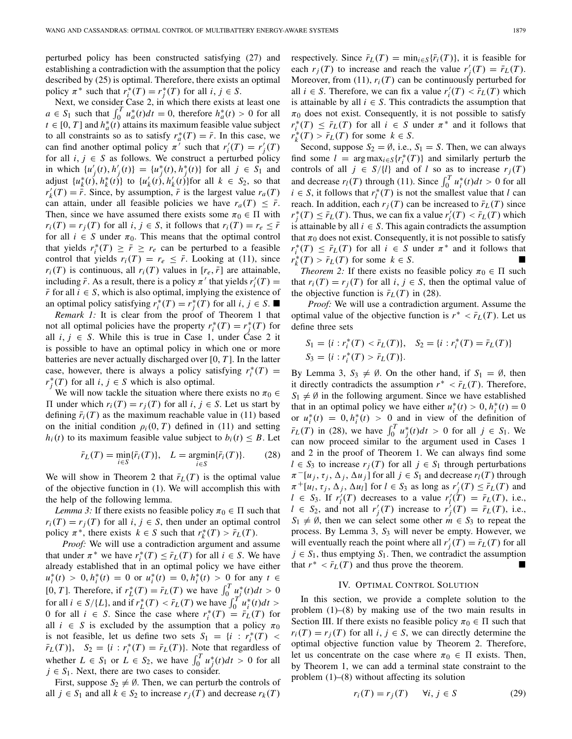perturbed policy has been constructed satisfying (27) and establishing a contradiction with the assumption that the policy described by (25) is optimal. Therefore, there exists an optimal policy $\pi^*$ such that $r_i^*(T) = r_j^*(T)$ for all $i, j \in S$.

Next, we consider Case 2, in which there exists at least one $a \in S_1$ such that $\int_0^T u_a^*(t)dt = 0$, therefore $h_a^*(t) > 0$ for all $t \in [0, T]$ and $h_a^*(t)$ attains its maximum feasible value subject to all constraints so as to satisfy $r_a^*(T) = \bar{r}$. In this case, we can find another optimal policy $\pi'$ such that $r_i'(T) = r_j'(T)$ for all $i, j \in S$ as follows. We construct a perturbed policy in which $\{u_j'(t), h_j'(t)\} = \{u_j^*(t), h_j^*(t)\}$ for all $j \in S_1$ and adjust $\{u_k^*(t), h_k^*(t)\}$ to $\{u_k'(t), h_k'(t)\}$for all $k \in S_2$, so that $r_k'(T) = \bar{r}$. Since, by assumption, $\bar{r}$ is the largest value $r_a(T)$ can attain, under all feasible policies we have $r_a(T) \leq \bar{r}$. Then, since we have assumed there exists some $\pi_0 \in \Pi$ with $r_i(T) = r_j(T)$ for all $i, j \in S$, it follows that $r_i(T) = r_e \leq \bar{r}$ for all $i \in S$ under $\pi_0$. This means that the optimal control that yields $r_i^*(T) \geq \bar{r} \geq r_e$ can be perturbed to a feasible control that yields $r_i(T) = r_e \leq \bar{r}$. Looking at (11), since $r_i(T)$ is continuous, all $r_i(T)$ values in $[r_e, \bar{r}]$ are attainable, including $\bar{r}$. As a result, there is a policy $\pi'$ that yields $r_i'(T) = \bar{r}$ for all $i \in S$, which is also optimal, implying the existence of an optimal policy satisfying $r_i^*(T) = r_j^*(T)$ for all $i, j \in S$. ■

*Remark 1:* It is clear from the proof of Theorem 1 that not all optimal policies have the property $r_i^*(T) = r_j^*(T)$ for all $i, j \in S$. While this is true in Case 1, under Case 2 it is possible to have an optimal policy in which one or more batteries are never actually discharged over $[0, T]$. In the latter case, however, there is always a policy satisfying $r_i^*(T) = r_j^*(T)$ for all $i, j \in S$ which is also optimal.

We will now tackle the situation where there exists no $\pi_0 \in \Pi$ under which $r_i(T) = r_j(T)$ for all $i, j \in S$. Let us start by defining $\bar{r}_i(T)$ as the maximum reachable value in (11) based on the initial condition $\rho_i(0, T)$ defined in (11) and setting $h_i(t)$ to its maximum feasible value subject to $b_i(t) \leq B$. Let

$$\bar{r}_L(T) = \min_{i \in S}\{\bar{r}_i(T)\}, \quad L = \underset{i \in S}{\operatorname{argmin}}\{\bar{r}_i(T)\}. \tag{28}$$

We will show in Theorem 2 that $\bar{r}_L(T)$ is the optimal value of the objective function in (1). We will accomplish this with the help of the following lemma.

*Lemma 3:* If there exists no feasible policy $\pi_0 \in \Pi$ such that $r_i(T) = r_j(T)$ for all $i, j \in S$, then under an optimal control policy $\pi^*$, there exists $k \in S$ such that $r_k^*(T) > \bar{r}_L(T)$.

*Proof:* We will use a contradiction argument and assume that under $\pi^*$ we have $r_i^*(T) \leq \bar{r}_L(T)$ for all $i \in S$. We have already established that in an optimal policy we have either $u_i^*(t) > 0, h_i^*(t) = 0$ or $u_i^*(t) = 0, h_i^*(t) > 0$ for any $t \in [0, T]$. Therefore, if $r_L^*(T) = \bar{r}_L(T)$ we have $\int_0^T u_i^*(t)dt > 0$ for all $i \in S/\{L\}$, and if $r_L^*(T) < \bar{r}_L(T)$ we have $\int_0^T u_i^*(t)dt > 0$ for all $i \in S$. Since the case where $r_i^*(T) = \bar{r}_L(T)$ for all $i \in S$ is excluded by the assumption that a policy $\pi_0$ is not feasible, let us define two sets $S_1 = \{i : r_i^*(T) < \bar{r}_L(T)\}$, $S_2 = \{i : r_i^*(T) = \bar{r}_L(T)\}$. Note that regardless of whether $L \in S_1$ or $L \in S_2$, we have $\int_0^T u_j^*(t)dt > 0$ for all $j \in S_1$. Next, there are two cases to consider.

First, suppose $S_2 \neq \emptyset$. Then, we can perturb the controls of all $j \in S_1$ and all $k \in S_2$ to increase $r_j(T)$ and decrease $r_k(T)$ respectively. Since $\bar{r}_L(T) = \min_{i \in S}\{\bar{r}_i(T)\}$, it is feasible for each $r_j(T)$ to increase and reach the value $r_j'(T) = \bar{r}_L(T)$. Moreover, from (11), $r_i(T)$ can be continuously perturbed for all $i \in S$. Therefore, we can fix a value $r_i'(T) < \bar{r}_L(T)$ which is attainable by all $i \in S$. This contradicts the assumption that $\pi_0$ does not exist. Consequently, it is not possible to satisfy $r_i^*(T) \leq \bar{r}_L(T)$ for all $i \in S$ under $\pi^*$ and it follows that $r_k^*(T) > \bar{r}_L(T)$ for some $k \in S$.

Second, suppose $S_2 = \emptyset$, i.e., $S_1 = S$. Then, we can always find some $l = \arg\max_{i \in S}\{r_i^*(T)\}$ and similarly perturb the controls of all $j \in S/\{l\}$ and of $l$ so as to increase $r_j(T)$ and decrease $r_l(T)$ through (11). Since $\int_0^T u_i^*(t)dt > 0$ for all $i \in S$, it follows that $r_l^*(T)$ is not the smallest value that $l$ can reach. In addition, each $r_j(T)$ can be increased to $\bar{r}_L(T)$ since $r_j^*(T) \leq \bar{r}_L(T)$. Thus, we can fix a value $r_i'(T) < \bar{r}_L(T)$ which is attainable by all $i \in S$. This again contradicts the assumption that $\pi_0$ does not exist. Consequently, it is not possible to satisfy $r_i^*(T) \leq \bar{r}_L(T)$ for all $i \in S$ under $\pi^*$ and it follows that $r_k^*(T) > \bar{r}_L(T)$ for some $k \in S$. ■

*Theorem 2:* If there exists no feasible policy $\pi_0 \in \Pi$ such that $r_i(T) = r_j(T)$ for all $i, j \in S$, then the optimal value of the objective function is $\bar{r}_L(T)$ in (28).

*Proof:* We will use a contradiction argument. Assume the optimal value of the objective function is $r^* < \bar{r}_L(T)$. Let us define three sets

$$S_1 = \{i : r_i^*(T) < \bar{r}_L(T)\}, \quad S_2 = \{i : r_i^*(T) = \bar{r}_L(T)\}$$
$$S_3 = \{i : r_i^*(T) > \bar{r}_L(T)\}.$$

By Lemma 3, $S_3 \neq \emptyset$. On the other hand, if $S_1 = \emptyset$, then it directly contradicts the assumption $r^* < \bar{r}_L(T)$. Therefore, $S_1 \neq \emptyset$ in the following argument. Since we have established that in an optimal policy we have either $u_i^*(t) > 0, h_i^*(t) = 0$ or $u_i^*(t) = 0, h_i^*(t) > 0$ and in view of the definition of $\bar{r}_L(T)$ in (28), we have $\int_0^T u_j^*(t)dt > 0$ for all $j \in S_1$. We can now proceed similar to the argument used in Cases 1 and 2 in the proof of Theorem 1. We can always find some $l \in S_3$ to increase $r_j(T)$ for all $j \in S_1$ through perturbations $\pi^-[u_j, \tau_j, \Delta_j, \Delta u_j]$ for all $j \in S_1$ and decrease $r_l(T)$ through $\pi^+[u_l, \tau_j, \Delta_j, \Delta u_l]$ for $l \in S_3$ as long as $r_j'(T) \leq \bar{r}_L(T)$ and $l \in S_3$. If $r_l'(T)$ decreases to a value $r_l'(T) = \bar{r}_L(T)$, i.e., $l \in S_2$, and not all $r_j'(T)$ increase to $r_j'(T) = \bar{r}_L(T)$, i.e., $S_1 \neq \emptyset$, then we can select some other $m \in S_3$ to repeat the process. By Lemma 3, $S_3$ will never be empty. However, we will eventually reach the point where all $r_j'(T) = \bar{r}_L(T)$ for all $j \in S_1$, thus emptying $S_1$. Then, we contradict the assumption that $r^* < \bar{r}_L(T)$ and thus prove the theorem. ■

## IV. Optimal Control Solution

In this section, we provide a complete solution to the problem (1)–(8) by making use of the two main results in Section III. If there exists no feasible policy $\pi_0 \in \Pi$ such that $r_i(T) = r_j(T)$ for all $i, j \in S$, we can directly determine the optimal objective function value by Theorem 2. Therefore, let us concentrate on the case where $\pi_0 \in \Pi$ exists. Then, by Theorem 1, we can add a terminal state constraint to the problem (1)–(8) without affecting its solution

$$r_i(T) = r_j(T) \quad \forall i, j \in S \tag{29}$$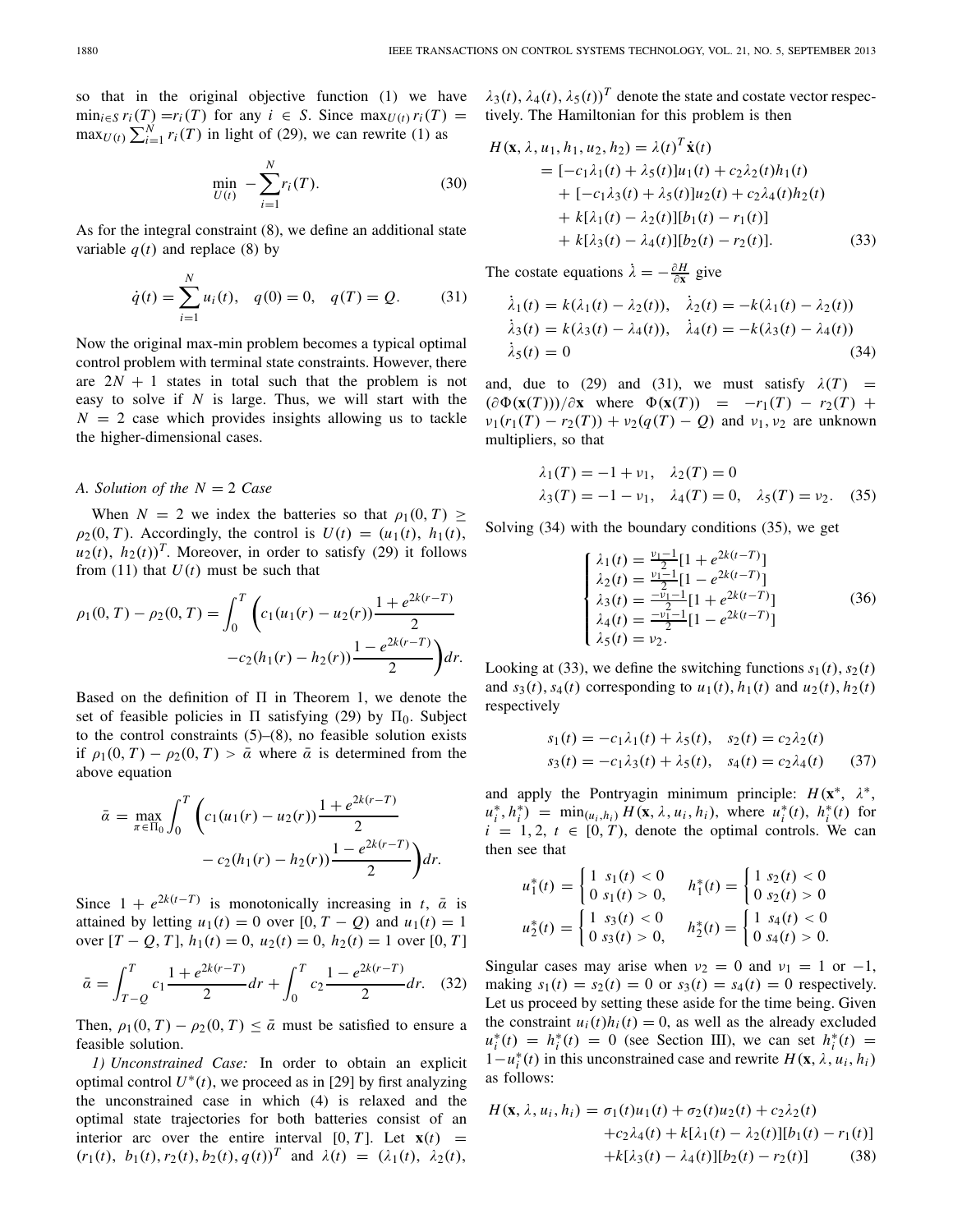so that in the original objective function (1) we have $\min_{i \in S} r_i(T) = r_i(T)$ for any $i \in S$. Since $\max_{U(t)} r_i(T) = \max_{U(t)} \sum_{i=1}^{N} r_i(T)$ in light of (29), we can rewrite (1) as

$$\min_{U(t)} \; -\sum_{i=1}^{N} r_i(T). \tag{30}$$

As for the integral constraint (8), we define an additional state variable $q(t)$ and replace (8) by

$$\dot{q}(t) = \sum_{i=1}^{N} u_i(t), \quad q(0) = 0, \quad q(T) = Q. \tag{31}$$

Now the original max-min problem becomes a typical optimal control problem with terminal state constraints. However, there are $2N + 1$ states in total such that the problem is not easy to solve if $N$ is large. Thus, we will start with the $N = 2$ case which provides insights allowing us to tackle the higher-dimensional cases.

### A. Solution of the $N = 2$ Case

When $N = 2$ we index the batteries so that $\rho_1(0, T) \geq \rho_2(0, T)$. Accordingly, the control is $U(t) = (u_1(t), h_1(t), u_2(t), h_2(t))^T$. Moreover, in order to satisfy (29) it follows from (11) that $U(t)$ must be such that

$$\rho_1(0, T) - \rho_2(0, T) = \int_0^T \left( c_1(u_1(r) - u_2(r)) \frac{1 + e^{2k(r-T)}}{2} - c_2(h_1(r) - h_2(r)) \frac{1 - e^{2k(r-T)}}{2} \right) dr.$$

Based on the definition of $\Pi$ in Theorem 1, we denote the set of feasible policies in $\Pi$ satisfying (29) by $\Pi_0$. Subject to the control constraints (5)–(8), no feasible solution exists if $\rho_1(0, T) - \rho_2(0, T) > \bar{\alpha}$ where $\bar{\alpha}$ is determined from the above equation

$$\bar{\alpha} = \max_{\pi \in \Pi_0} \int_0^T \left( c_1(u_1(r) - u_2(r)) \frac{1 + e^{2k(r-T)}}{2} - c_2(h_1(r) - h_2(r)) \frac{1 - e^{2k(r-T)}}{2} \right) dr.$$

Since $1 + e^{2k(t-T)}$ is monotonically increasing in $t$, $\bar{\alpha}$ is attained by letting $u_1(t) = 0$ over $[0, T - Q)$ and $u_1(t) = 1$ over $[T - Q, T]$, $h_1(t) = 0$, $u_2(t) = 0$, $h_2(t) = 1$ over $[0, T]$

$$\bar{\alpha} = \int_{T-Q}^{T} c_1 \frac{1 + e^{2k(r-T)}}{2} dr + \int_0^T c_2 \frac{1 - e^{2k(r-T)}}{2} dr. \tag{32}$$

Then, $\rho_1(0, T) - \rho_2(0, T) \leq \bar{\alpha}$ must be satisfied to ensure a feasible solution.

*1) Unconstrained Case:* In order to obtain an explicit optimal control $U^*(t)$, we proceed as in [29] by first analyzing the unconstrained case in which (4) is relaxed and the optimal state trajectories for both batteries consist of an interior arc over the entire interval $[0, T]$. Let $\mathbf{x}(t) = (r_1(t), b_1(t), r_2(t), b_2(t), q(t))^T$ and $\lambda(t) = (\lambda_1(t), \lambda_2(t), \lambda_3(t), \lambda_4(t), \lambda_5(t))^T$ denote the state and costate vector respectively. The Hamiltonian for this problem is then

$$\begin{aligned} H(\mathbf{x}, \lambda, u_1, h_1, u_2, h_2) &= \lambda(t)^T \dot{\mathbf{x}}(t) \\ &= [-c_1\lambda_1(t) + \lambda_5(t)]u_1(t) + c_2\lambda_2(t)h_1(t) \\ &\quad + [-c_1\lambda_3(t) + \lambda_5(t)]u_2(t) + c_2\lambda_4(t)h_2(t) \\ &\quad + k[\lambda_1(t) - \lambda_2(t)][b_1(t) - r_1(t)] \\ &\quad + k[\lambda_3(t) - \lambda_4(t)][b_2(t) - r_2(t)]. \end{aligned} \tag{33}$$

The costate equations $\dot{\lambda} = -\frac{\partial H}{\partial \mathbf{x}}$ give

$$\begin{aligned} &\dot{\lambda}_1(t) = k(\lambda_1(t) - \lambda_2(t)), \quad \dot{\lambda}_2(t) = -k(\lambda_1(t) - \lambda_2(t)) \\ &\dot{\lambda}_3(t) = k(\lambda_3(t) - \lambda_4(t)), \quad \dot{\lambda}_4(t) = -k(\lambda_3(t) - \lambda_4(t)) \\ &\dot{\lambda}_5(t) = 0 \end{aligned} \tag{34}$$

and, due to (29) and (31), we must satisfy $\lambda(T) = (\partial \Phi(\mathbf{x}(T)))/\partial \mathbf{x}$ where $\Phi(\mathbf{x}(T)) = -r_1(T) - r_2(T) + \nu_1(r_1(T) - r_2(T)) + \nu_2(q(T) - Q)$ and $\nu_1, \nu_2$ are unknown multipliers, so that

$$\begin{aligned} &\lambda_1(T) = -1 + \nu_1, \quad \lambda_2(T) = 0 \\ &\lambda_3(T) = -1 - \nu_1, \quad \lambda_4(T) = 0, \quad \lambda_5(T) = \nu_2. \end{aligned} \tag{35}$$

Solving (34) with the boundary conditions (35), we get

$$\begin{cases} \lambda_1(t) = \frac{\nu_1 - 1}{2}[1 + e^{2k(t-T)}] \\ \lambda_2(t) = \frac{\nu_1 - 1}{2}[1 - e^{2k(t-T)}] \\ \lambda_3(t) = \frac{-\nu_1 - 1}{2}[1 + e^{2k(t-T)}] \\ \lambda_4(t) = \frac{-\nu_1 - 1}{2}[1 - e^{2k(t-T)}] \\ \lambda_5(t) = \nu_2. \end{cases} \tag{36}$$

Looking at (33), we define the switching functions $s_1(t), s_2(t)$ and $s_3(t), s_4(t)$ corresponding to $u_1(t), h_1(t)$ and $u_2(t), h_2(t)$ respectively

$$\begin{aligned} &s_1(t) = -c_1\lambda_1(t) + \lambda_5(t), \quad s_2(t) = c_2\lambda_2(t) \\ &s_3(t) = -c_1\lambda_3(t) + \lambda_5(t), \quad s_4(t) = c_2\lambda_4(t) \end{aligned} \tag{37}$$

and apply the Pontryagin minimum principle: $H(\mathbf{x}^*, \lambda^*, u_i^*, h_i^*) = \min_{(u_i, h_i)} H(\mathbf{x}, \lambda, u_i, h_i)$, where $u_i^*(t)$, $h_i^*(t)$ for $i = 1, 2$, $t \in [0, T)$, denote the optimal controls. We can then see that

$$u_1^*(t) = \begin{cases} 1 & s_1(t) < 0 \\ 0 & s_1(t) > 0, \end{cases} \quad h_1^*(t) = \begin{cases} 1 & s_2(t) < 0 \\ 0 & s_2(t) > 0 \end{cases}$$

$$u_2^*(t) = \begin{cases} 1 & s_3(t) < 0 \\ 0 & s_3(t) > 0, \end{cases} \quad h_2^*(t) = \begin{cases} 1 & s_4(t) < 0 \\ 0 & s_4(t) > 0. \end{cases}$$

Singular cases may arise when $\nu_2 = 0$ and $\nu_1 = 1$ or $-1$, making $s_1(t) = s_2(t) = 0$ or $s_3(t) = s_4(t) = 0$ respectively. Let us proceed by setting these aside for the time being. Given the constraint $u_i(t)h_i(t) = 0$, as well as the already excluded $u_i^*(t) = h_i^*(t) = 0$ (see Section III), we can set $h_i^*(t) = 1 - u_i^*(t)$ in this unconstrained case and rewrite $H(\mathbf{x}, \lambda, u_i, h_i)$ as follows:

$$\begin{aligned} H(\mathbf{x}, \lambda, u_i, h_i) &= \sigma_1(t)u_1(t) + \sigma_2(t)u_2(t) + c_2\lambda_2(t) \\ &\quad + c_2\lambda_4(t) + k[\lambda_1(t) - \lambda_2(t)][b_1(t) - r_1(t)] \\ &\quad + k[\lambda_3(t) - \lambda_4(t)][b_2(t) - r_2(t)] \end{aligned} \tag{38}$$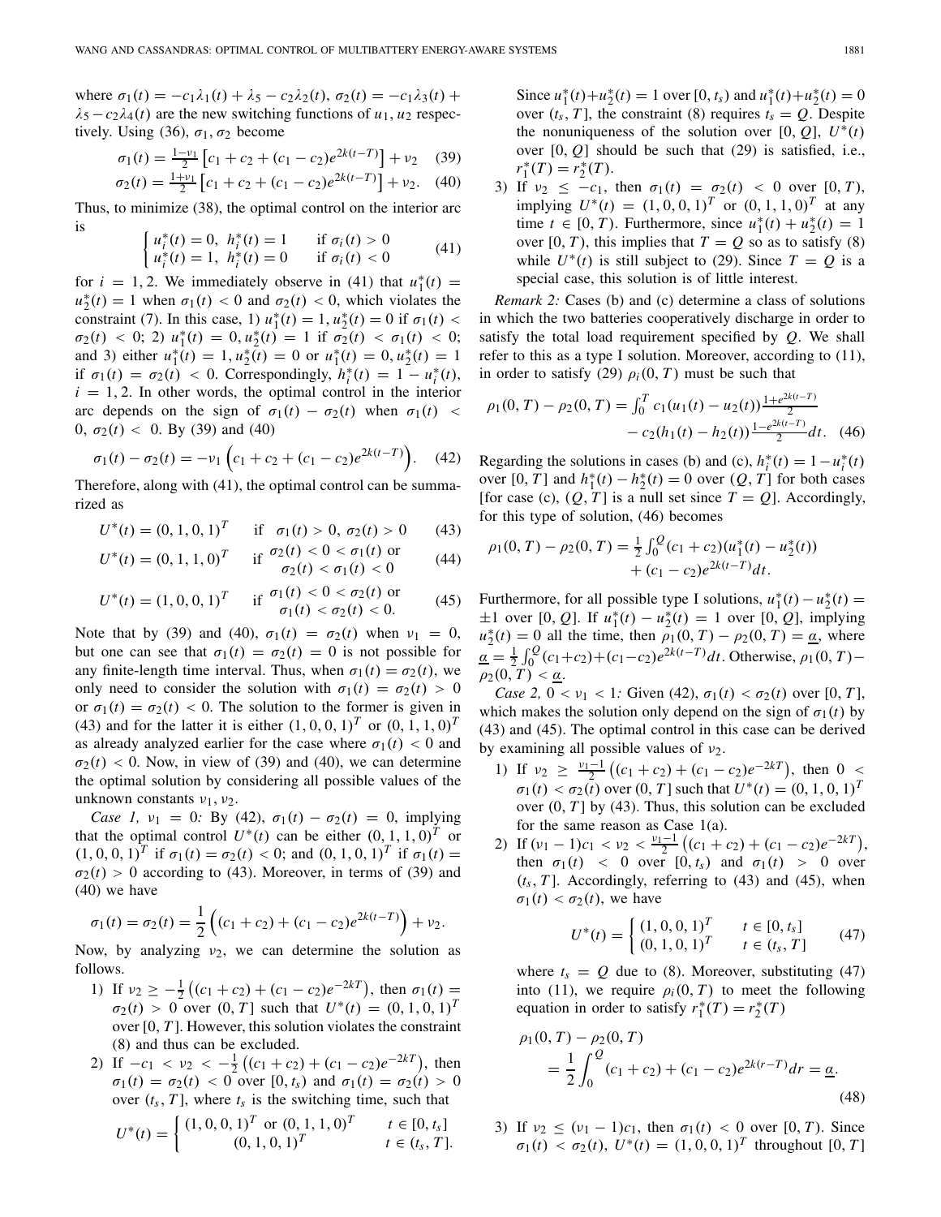where $\sigma_1(t) = -c_1\lambda_1(t) + \lambda_5 - c_2\lambda_2(t)$, $\sigma_2(t) = -c_1\lambda_3(t) + \lambda_5 - c_2\lambda_4(t)$ are the new switching functions of $u_1, u_2$ respectively. Using (36), $\sigma_1, \sigma_2$ become

$$\sigma_1(t) = \tfrac{1-\nu_1}{2}\left[c_1 + c_2 + (c_1 - c_2)e^{2k(t-T)}\right] + \nu_2 \quad (39)$$

$$\sigma_2(t) = \tfrac{1+\nu_1}{2}\left[c_1 + c_2 + (c_1 - c_2)e^{2k(t-T)}\right] + \nu_2. \quad (40)$$

Thus, to minimize (38), the optimal control on the interior arc is

$$\begin{cases} u_i^*(t) = 0,\ h_i^*(t) = 1 & \text{if } \sigma_i(t) > 0 \\ u_i^*(t) = 1,\ h_i^*(t) = 0 & \text{if } \sigma_i(t) < 0 \end{cases} \quad (41)$$

for $i = 1, 2$. We immediately observe in (41) that $u_1^*(t) = u_2^*(t) = 1$ when $\sigma_1(t) < 0$ and $\sigma_2(t) < 0$, which violates the constraint (7). In this case, 1) $u_1^*(t) = 1, u_2^*(t) = 0$ if $\sigma_1(t) < \sigma_2(t) < 0$; 2) $u_1^*(t) = 0, u_2^*(t) = 1$ if $\sigma_2(t) < \sigma_1(t) < 0$; and 3) either $u_1^*(t) = 1, u_2^*(t) = 0$ or $u_1^*(t) = 0, u_2^*(t) = 1$ if $\sigma_1(t) = \sigma_2(t) < 0$. Correspondingly, $h_i^*(t) = 1 - u_i^*(t)$, $i = 1, 2$. In other words, the optimal control in the interior arc depends on the sign of $\sigma_1(t) - \sigma_2(t)$ when $\sigma_1(t) < 0$, $\sigma_2(t) < 0$. By (39) and (40)

$$\sigma_1(t) - \sigma_2(t) = -\nu_1\left(c_1 + c_2 + (c_1 - c_2)e^{2k(t-T)}\right). \quad (42)$$

Therefore, along with (41), the optimal control can be summarized as

$$U^*(t) = (0,1,0,1)^T \quad \text{if } \sigma_1(t) > 0,\ \sigma_2(t) > 0 \quad (43)$$

$$U^*(t) = (0,1,1,0)^T \quad \text{if } \sigma_2(t) < 0 < \sigma_1(t) \text{ or } \sigma_2(t) < \sigma_1(t) < 0 \quad (44)$$

$$U^*(t) = (1,0,0,1)^T \quad \text{if } \sigma_1(t) < 0 < \sigma_2(t) \text{ or } \sigma_1(t) < \sigma_2(t) < 0. \quad (45)$$

Note that by (39) and (40), $\sigma_1(t) = \sigma_2(t)$ when $\nu_1 = 0$, but one can see that $\sigma_1(t) = \sigma_2(t) = 0$ is not possible for any finite-length time interval. Thus, when $\sigma_1(t) = \sigma_2(t)$, we only need to consider the solution with $\sigma_1(t) = \sigma_2(t) > 0$ or $\sigma_1(t) = \sigma_2(t) < 0$. The solution to the former is given in (43) and for the latter it is either $(1,0,0,1)^T$ or $(0,1,1,0)^T$ as already analyzed earlier for the case where $\sigma_1(t) < 0$ and $\sigma_2(t) < 0$. Now, in view of (39) and (40), we can determine the optimal solution by considering all possible values of the unknown constants $\nu_1, \nu_2$.

*Case 1, $\nu_1 = 0$:* By (42), $\sigma_1(t) - \sigma_2(t) = 0$, implying that the optimal control $U^*(t)$ can be either $(0,1,1,0)^T$ or $(1,0,0,1)^T$ if $\sigma_1(t) = \sigma_2(t) < 0$; and $(0,1,0,1)^T$ if $\sigma_1(t) = \sigma_2(t) > 0$ according to (43). Moreover, in terms of (39) and (40) we have

$$\sigma_1(t) = \sigma_2(t) = \frac{1}{2}\left((c_1 + c_2) + (c_1 - c_2)e^{2k(t-T)}\right) + \nu_2.$$

Now, by analyzing $\nu_2$, we can determine the solution as follows.

1) If $\nu_2 \geq -\frac{1}{2}\left((c_1 + c_2) + (c_1 - c_2)e^{-2kT}\right)$, then $\sigma_1(t) = \sigma_2(t) > 0$ over $(0, T]$ such that $U^*(t) = (0,1,0,1)^T$ over $[0, T]$. However, this solution violates the constraint (8) and thus can be excluded.

2) If $-c_1 < \nu_2 < -\frac{1}{2}\left((c_1 + c_2) + (c_1 - c_2)e^{-2kT}\right)$, then $\sigma_1(t) = \sigma_2(t) < 0$ over $[0, t_s)$ and $\sigma_1(t) = \sigma_2(t) > 0$ over $(t_s, T]$, where $t_s$ is the switching time, such that

$$U^*(t) = \begin{cases} (1,0,0,1)^T \text{ or } (0,1,1,0)^T & t \in [0, t_s] \\ (0,1,0,1)^T & t \in (t_s, T]. \end{cases}$$

Since $u_1^*(t) + u_2^*(t) = 1$ over $[0, t_s)$ and $u_1^*(t) + u_2^*(t) = 0$ over $(t_s, T]$, the constraint (8) requires $t_s = Q$. Despite the nonuniqueness of the solution over $[0, Q]$, $U^*(t)$ over $[0, Q]$ should be such that (29) is satisfied, i.e., $r_1^*(T) = r_2^*(T)$.

3) If $\nu_2 \leq -c_1$, then $\sigma_1(t) = \sigma_2(t) < 0$ over $[0, T)$, implying $U^*(t) = (1,0,0,1)^T$ or $(0,1,1,0)^T$ at any time $t \in [0, T)$. Furthermore, since $u_1^*(t) + u_2^*(t) = 1$ over $[0, T)$, this implies that $T = Q$ so as to satisfy (8) while $U^*(t)$ is still subject to (29). Since $T = Q$ is a special case, this solution is of little interest.

*Remark 2:* Cases (b) and (c) determine a class of solutions in which the two batteries cooperatively discharge in order to satisfy the total load requirement specified by $Q$. We shall refer to this as a type I solution. Moreover, according to (11), in order to satisfy (29) $\rho_i(0, T)$ must be such that

$$\rho_1(0,T) - \rho_2(0,T) = \int_0^T c_1(u_1(t) - u_2(t))\tfrac{1+e^{2k(t-T)}}{2} - c_2(h_1(t) - h_2(t))\tfrac{1-e^{2k(t-T)}}{2}dt. \quad (46)$$

Regarding the solutions in cases (b) and (c), $h_i^*(t) = 1 - u_i^*(t)$ over $[0, T]$ and $h_1^*(t) - h_2^*(t) = 0$ over $(Q, T]$ for both cases [for case (c), $(Q, T]$ is a null set since $T = Q$]. Accordingly, for this type of solution, (46) becomes

$$\rho_1(0,T) - \rho_2(0,T) = \tfrac{1}{2}\int_0^Q (c_1 + c_2)(u_1^*(t) - u_2^*(t)) + (c_1 - c_2)e^{2k(t-T)}dt.$$

Furthermore, for all possible type I solutions, $u_1^*(t) - u_2^*(t) = \pm 1$ over $[0, Q]$. If $u_1^*(t) - u_2^*(t) = 1$ over $[0, Q]$, implying $u_2^*(t) = 0$ all the time, then $\rho_1(0,T) - \rho_2(0,T) = \underline{\alpha}$, where $\underline{\alpha} = \frac{1}{2}\int_0^Q (c_1 + c_2) + (c_1 - c_2)e^{2k(t-T)}dt$. Otherwise, $\rho_1(0,T) - \rho_2(0,T) < \underline{\alpha}$.

*Case 2, $0 < \nu_1 < 1$:* Given (42), $\sigma_1(t) < \sigma_2(t)$ over $[0, T]$, which makes the solution only depend on the sign of $\sigma_1(t)$ by (43) and (45). The optimal control in this case can be derived by examining all possible values of $\nu_2$.

1) If $\nu_2 \geq \frac{\nu_1 - 1}{2}\left((c_1 + c_2) + (c_1 - c_2)e^{-2kT}\right)$, then $0 < \sigma_1(t) < \sigma_2(t)$ over $(0, T]$ such that $U^*(t) = (0,1,0,1)^T$ over $(0, T]$ by (43). Thus, this solution can be excluded for the same reason as Case 1(a).

2) If $(\nu_1 - 1)c_1 < \nu_2 < \frac{\nu_1 - 1}{2}\left((c_1 + c_2) + (c_1 - c_2)e^{-2kT}\right)$, then $\sigma_1(t) < 0$ over $[0, t_s)$ and $\sigma_1(t) > 0$ over $(t_s, T]$. Accordingly, referring to (43) and (45), when $\sigma_1(t) < \sigma_2(t)$, we have

$$U^*(t) = \begin{cases} (1,0,0,1)^T & t \in [0, t_s] \\ (0,1,0,1)^T & t \in (t_s, T] \end{cases} \quad (47)$$

where $t_s = Q$ due to (8). Moreover, substituting (47) into (11), we require $\rho_i(0, T)$ to meet the following equation in order to satisfy $r_1^*(T) = r_2^*(T)$

$$\rho_1(0,T) - \rho_2(0,T) = \frac{1}{2}\int_0^Q (c_1 + c_2) + (c_1 - c_2)e^{2k(r-T)}dr = \underline{\alpha}. \quad (48)$$

3) If $\nu_2 \leq (\nu_1 - 1)c_1$, then $\sigma_1(t) < 0$ over $[0, T)$. Since $\sigma_1(t) < \sigma_2(t)$, $U^*(t) = (1,0,0,1)^T$ throughout $[0, T]$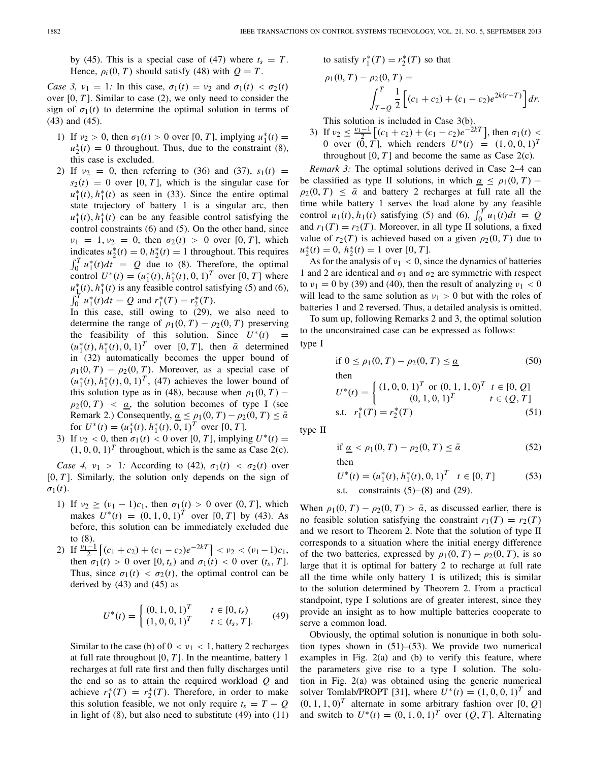by (45). This is a special case of (47) where $t_s = T$. Hence, $\rho_i(0, T)$ should satisfy (48) with $Q = T$.

*Case 3, $\nu_1 = 1$:* In this case, $\sigma_1(t) = \nu_2$ and $\sigma_1(t) < \sigma_2(t)$ over $[0, T]$. Similar to case (2), we only need to consider the sign of $\sigma_1(t)$ to determine the optimal solution in terms of (43) and (45).

1) If $\nu_2 > 0$, then $\sigma_1(t) > 0$ over $[0, T]$, implying $u_1^*(t) = u_2^*(t) = 0$ throughout. Thus, due to the constraint (8), this case is excluded.

2) If $\nu_2 = 0$, then referring to (36) and (37), $s_1(t) = s_2(t) = 0$ over $[0, T]$, which is the singular case for $u_1^*(t), h_1^*(t)$ as seen in (33). Since the entire optimal state trajectory of battery 1 is a singular arc, then $u_1^*(t), h_1^*(t)$ can be any feasible control satisfying the control constraints (6) and (5). On the other hand, since $\nu_1 = 1, \nu_2 = 0$, then $\sigma_2(t) > 0$ over $[0, T]$, which indicates $u_2^*(t) = 0, h_2^*(t) = 1$ throughout. This requires $\int_0^T u_1^*(t)dt = Q$ due to (8). Therefore, the optimal control $U^*(t) = (u_1^*(t), h_1^*(t), 0, 1)^T$ over $[0, T]$ where $u_1^*(t), h_1^*(t)$ is any feasible control satisfying (5) and (6), $\int_0^T u_1^*(t)dt = Q$ and $r_1^*(T) = r_2^*(T)$.

   In this case, still owing to (29), we also need to determine the range of $\rho_1(0, T) - \rho_2(0, T)$ preserving the feasibility of this solution. Since $U^*(t) = (u_1^*(t), h_1^*(t), 0, 1)^T$ over $[0, T]$, then $\bar{\alpha}$ determined in (32) automatically becomes the upper bound of $\rho_1(0, T) - \rho_2(0, T)$. Moreover, as a special case of $(u_1^*(t), h_1^*(t), 0, 1)^T$, (47) achieves the lower bound of this solution type as in (48), because when $\rho_1(0, T) - \rho_2(0, T) < \underline{\alpha}$, the solution becomes of type I (see Remark 2.) Consequently, $\underline{\alpha} \leq \rho_1(0, T) - \rho_2(0, T) \leq \bar{\alpha}$ for $U^*(t) = (u_1^*(t), h_1^*(t), 0, 1)^T$ over $[0, T]$.

3) If $\nu_2 < 0$, then $\sigma_1(t) < 0$ over $[0, T]$, implying $U^*(t) = (1, 0, 0, 1)^T$ throughout, which is the same as Case 2(c).

*Case 4, $\nu_1 > 1$:* According to (42), $\sigma_1(t) < \sigma_2(t)$ over $[0, T]$. Similarly, the solution only depends on the sign of $\sigma_1(t)$.

1) If $\nu_2 \geq (\nu_1 - 1)c_1$, then $\sigma_1(t) > 0$ over $(0, T]$, which makes $U^*(t) = (0, 1, 0, 1)^T$ over $[0, T]$ by (43). As before, this solution can be immediately excluded due to (8).

2) If $\frac{\nu_1 - 1}{2}\left[(c_1 + c_2) + (c_1 - c_2)e^{-2kT}\right] < \nu_2 < (\nu_1 - 1)c_1$, then $\sigma_1(t) > 0$ over $[0, t_s)$ and $\sigma_1(t) < 0$ over $(t_s, T]$. Thus, since $\sigma_1(t) < \sigma_2(t)$, the optimal control can be derived by (43) and (45) as

$$U^*(t) = \begin{cases} (0, 1, 0, 1)^T & t \in [0, t_s) \\ (1, 0, 0, 1)^T & t \in (t_s, T]. \end{cases} \tag{49}$$

   Similar to the case (b) of $0 < \nu_1 < 1$, battery 2 recharges at full rate throughout $[0, T]$. In the meantime, battery 1 recharges at full rate first and then fully discharges until the end so as to attain the required workload $Q$ and achieve $r_1^*(T) = r_2^*(T)$. Therefore, in order to make this solution feasible, we not only require $t_s = T - Q$ in light of (8), but also need to substitute (49) into (11) to satisfy $r_1^*(T) = r_2^*(T)$ so that

$$\rho_1(0, T) - \rho_2(0, T) = \int_{T-Q}^{T} \frac{1}{2}\left[(c_1 + c_2) + (c_1 - c_2)e^{2k(r-T)}\right] dr.$$

   This solution is included in Case 3(b).

3) If $\nu_2 \leq \frac{\nu_1 - 1}{2}\left[(c_1 + c_2) + (c_1 - c_2)e^{-2kT}\right]$, then $\sigma_1(t) < 0$ over $(0, T]$, which renders $U^*(t) = (1, 0, 0, 1)^T$ throughout $[0, T]$ and become the same as Case 2(c).

*Remark 3:* The optimal solutions derived in Case 2–4 can be classified as type II solutions, in which $\underline{\alpha} \leq \rho_1(0, T) - \rho_2(0, T) \leq \bar{\alpha}$ and battery 2 recharges at full rate all the time while battery 1 serves the load alone by any feasible control $u_1(t), h_1(t)$ satisfying (5) and (6), $\int_0^T u_1(t)dt = Q$ and $r_1(T) = r_2(T)$. Moreover, in all type II solutions, a fixed value of $r_2(T)$ is achieved based on a given $\rho_2(0, T)$ due to $u_2^*(t) = 0$, $h_2^*(t) = 1$ over $[0, T]$.

As for the analysis of $\nu_1 < 0$, since the dynamics of batteries 1 and 2 are identical and $\sigma_1$ and $\sigma_2$ are symmetric with respect to $\nu_1 = 0$ by (39) and (40), then the result of analyzing $\nu_1 < 0$ will lead to the same solution as $\nu_1 > 0$ but with the roles of batteries 1 and 2 reversed. Thus, a detailed analysis is omitted.

To sum up, following Remarks 2 and 3, the optimal solution to the unconstrained case can be expressed as follows:

type I

$$\text{if } 0 \leq \rho_1(0, T) - \rho_2(0, T) \leq \underline{\alpha} \tag{50}$$

then

$$U^*(t) = \begin{cases} (1, 0, 0, 1)^T \text{ or } (0, 1, 1, 0)^T & t \in [0, Q] \\ (0, 1, 0, 1)^T & t \in (Q, T] \end{cases}$$
$$\text{s.t.} \quad r_1^*(T) = r_2^*(T) \tag{51}$$

type II

$$\text{if } \underline{\alpha} < \rho_1(0, T) - \rho_2(0, T) \leq \bar{\alpha} \tag{52}$$

then

$$U^*(t) = (u_1^*(t), h_1^*(t), 0, 1)^T \quad t \in [0, T] \tag{53}$$
$$\text{s.t.} \quad \text{constraints (5)–(8) and (29).}$$

When $\rho_1(0, T) - \rho_2(0, T) > \bar{\alpha}$, as discussed earlier, there is no feasible solution satisfying the constraint $r_1(T) = r_2(T)$ and we resort to Theorem 2. Note that the solution of type II corresponds to a situation where the initial energy difference of the two batteries, expressed by $\rho_1(0, T) - \rho_2(0, T)$, is so large that it is optimal for battery 2 to recharge at full rate all the time while only battery 1 is utilized; this is similar to the solution determined by Theorem 2. From a practical standpoint, type I solutions are of greater interest, since they provide an insight as to how multiple batteries cooperate to serve a common load.

Obviously, the optimal solution is nonunique in both solution types shown in (51)–(53). We provide two numerical examples in Fig. 2(a) and (b) to verify this feature, where the parameters give rise to a type I solution. The solution in Fig. 2(a) was obtained using the generic numerical solver Tomlab/PROPT [31], where $U^*(t) = (1, 0, 0, 1)^T$ and $(0, 1, 1, 0)^T$ alternate in some arbitrary fashion over $[0, Q]$ and switch to $U^*(t) = (0, 1, 0, 1)^T$ over $(Q, T]$. Alternating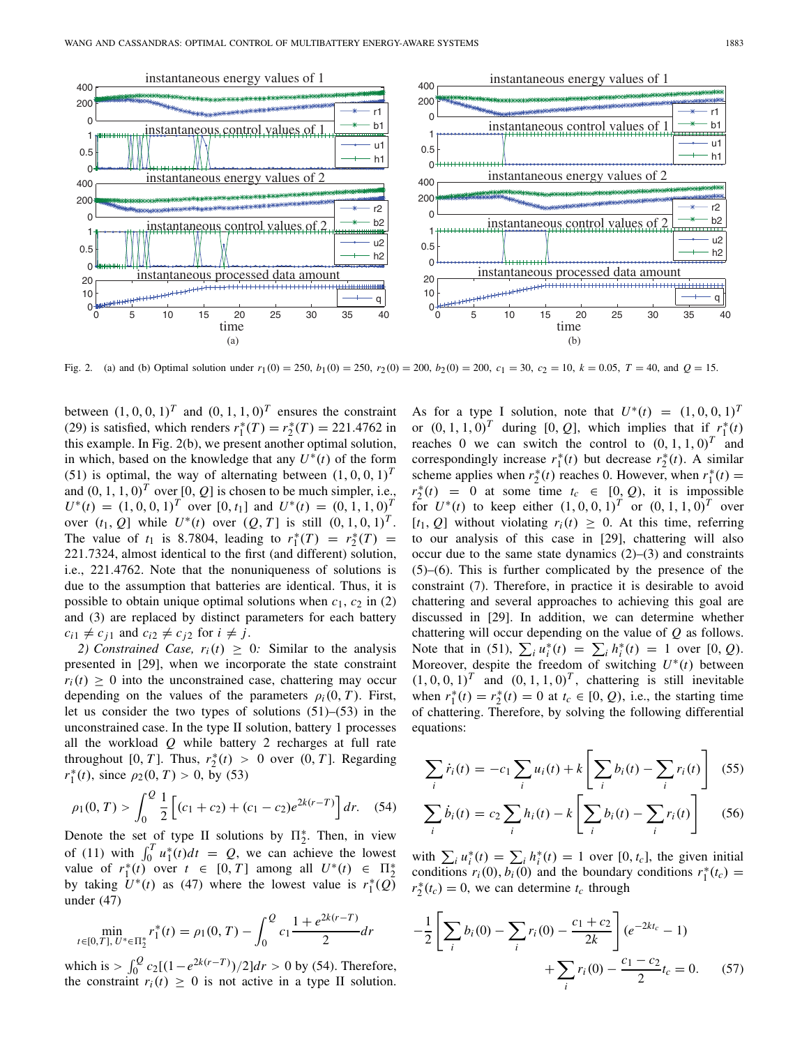Fig. 2. (a) and (b) Optimal solution under $r_1(0) = 250$, $b_1(0) = 250$, $r_2(0) = 200$, $b_2(0) = 200$, $c_1 = 30$, $c_2 = 10$, $k = 0.05$, $T = 40$, and $Q = 15$.

between $(1, 0, 0, 1)^T$ and $(0, 1, 1, 0)^T$ ensures the constraint (29) is satisfied, which renders $r_1^*(T) = r_2^*(T) = 221.4762$ in this example. In Fig. 2(b), we present another optimal solution, in which, based on the knowledge that any $U^*(t)$ of the form (51) is optimal, the way of alternating between $(1, 0, 0, 1)^T$ and $(0, 1, 1, 0)^T$ over $[0, Q]$ is chosen to be much simpler, i.e., $U^*(t) = (1, 0, 0, 1)^T$ over $[0, t_1]$ and $U^*(t) = (0, 1, 1, 0)^T$ over $(t_1, Q]$ while $U^*(t)$ over $(Q, T]$ is still $(0, 1, 0, 1)^T$. The value of $t_1$ is 8.7804, leading to $r_1^*(T) = r_2^*(T) = 221.7324$, almost identical to the first (and different) solution, i.e., 221.4762. Note that the nonuniqueness of solutions is due to the assumption that batteries are identical. Thus, it is possible to obtain unique optimal solutions when $c_1$, $c_2$ in (2) and (3) are replaced by distinct parameters for each battery $c_{i1} \neq c_{j1}$ and $c_{i2} \neq c_{j2}$ for $i \neq j$.

*2) Constrained Case, $r_i(t) \geq 0$:* Similar to the analysis presented in [29], when we incorporate the state constraint $r_i(t) \geq 0$ into the unconstrained case, chattering may occur depending on the values of the parameters $\rho_i(0, T)$. First, let us consider the two types of solutions (51)–(53) in the unconstrained case. In the type II solution, battery 1 processes all the workload $Q$ while battery 2 recharges at full rate throughout $[0, T]$. Thus, $r_2^*(t) > 0$ over $(0, T]$. Regarding $r_1^*(t)$, since $\rho_2(0, T) > 0$, by (53)

$$\rho_1(0, T) > \int_0^Q \frac{1}{2}\left[(c_1 + c_2) + (c_1 - c_2)e^{2k(r-T)}\right] dr. \quad (54)$$

Denote the set of type II solutions by $\Pi_2^*$. Then, in view of (11) with $\int_0^T u_1^*(t)dt = Q$, we can achieve the lowest value of $r_1^*(t)$ over $t \in [0, T]$ among all $U^*(t) \in \Pi_2^*$ by taking $U^*(t)$ as (47) where the lowest value is $r_1^*(Q)$ under (47)

$$\min_{t\in[0,T],\, U^*\in\Pi_2^*} r_1^*(t) = \rho_1(0, T) - \int_0^Q c_1 \frac{1 + e^{2k(r-T)}}{2} dr$$

which is $> \int_0^Q c_2[(1 - e^{2k(r-T)})/2]dr > 0$ by (54). Therefore, the constraint $r_i(t) \geq 0$ is not active in a type II solution.

As for a type I solution, note that $U^*(t) = (1, 0, 0, 1)^T$ or $(0, 1, 1, 0)^T$ during $[0, Q]$, which implies that if $r_1^*(t)$ reaches 0 we can switch the control to $(0, 1, 1, 0)^T$ and correspondingly increase $r_1^*(t)$ but decrease $r_2^*(t)$. A similar scheme applies when $r_2^*(t)$ reaches 0. However, when $r_1^*(t) = r_2^*(t) = 0$ at some time $t_c \in [0, Q)$, it is impossible for $U^*(t)$ to keep either $(1, 0, 0, 1)^T$ or $(0, 1, 1, 0)^T$ over $[t_1, Q]$ without violating $r_i(t) \geq 0$. At this time, referring to our analysis of this case in [29], chattering will also occur due to the same state dynamics (2)–(3) and constraints (5)–(6). This is further complicated by the presence of the constraint (7). Therefore, in practice it is desirable to avoid chattering and several approaches to achieving this goal are discussed in [29]. In addition, we can determine whether chattering will occur depending on the value of $Q$ as follows. Note that in (51), $\sum_i u_i^*(t) = \sum_i h_i^*(t) = 1$ over $[0, Q)$. Moreover, despite the freedom of switching $U^*(t)$ between $(1, 0, 0, 1)^T$ and $(0, 1, 1, 0)^T$, chattering is still inevitable when $r_1^*(t) = r_2^*(t) = 0$ at $t_c \in [0, Q)$, i.e., the starting time of chattering. Therefore, by solving the following differential equations:

$$\sum_i \dot{r}_i(t) = -c_1 \sum_i u_i(t) + k\left[\sum_i b_i(t) - \sum_i r_i(t)\right] \quad (55)$$

$$\sum_i \dot{b}_i(t) = c_2 \sum_i h_i(t) - k\left[\sum_i b_i(t) - \sum_i r_i(t)\right] \quad (56)$$

with $\sum_i u_i^*(t) = \sum_i h_i^*(t) = 1$ over $[0, t_c]$, the given initial conditions $r_i(0), b_i(0)$ and the boundary conditions $r_1^*(t_c) = r_2^*(t_c) = 0$, we can determine $t_c$ through

$$-\frac{1}{2}\left[\sum_i b_i(0) - \sum_i r_i(0) - \frac{c_1 + c_2}{2k}\right](e^{-2kt_c} - 1) + \sum_i r_i(0) - \frac{c_1 - c_2}{2}t_c = 0. \quad (57)$$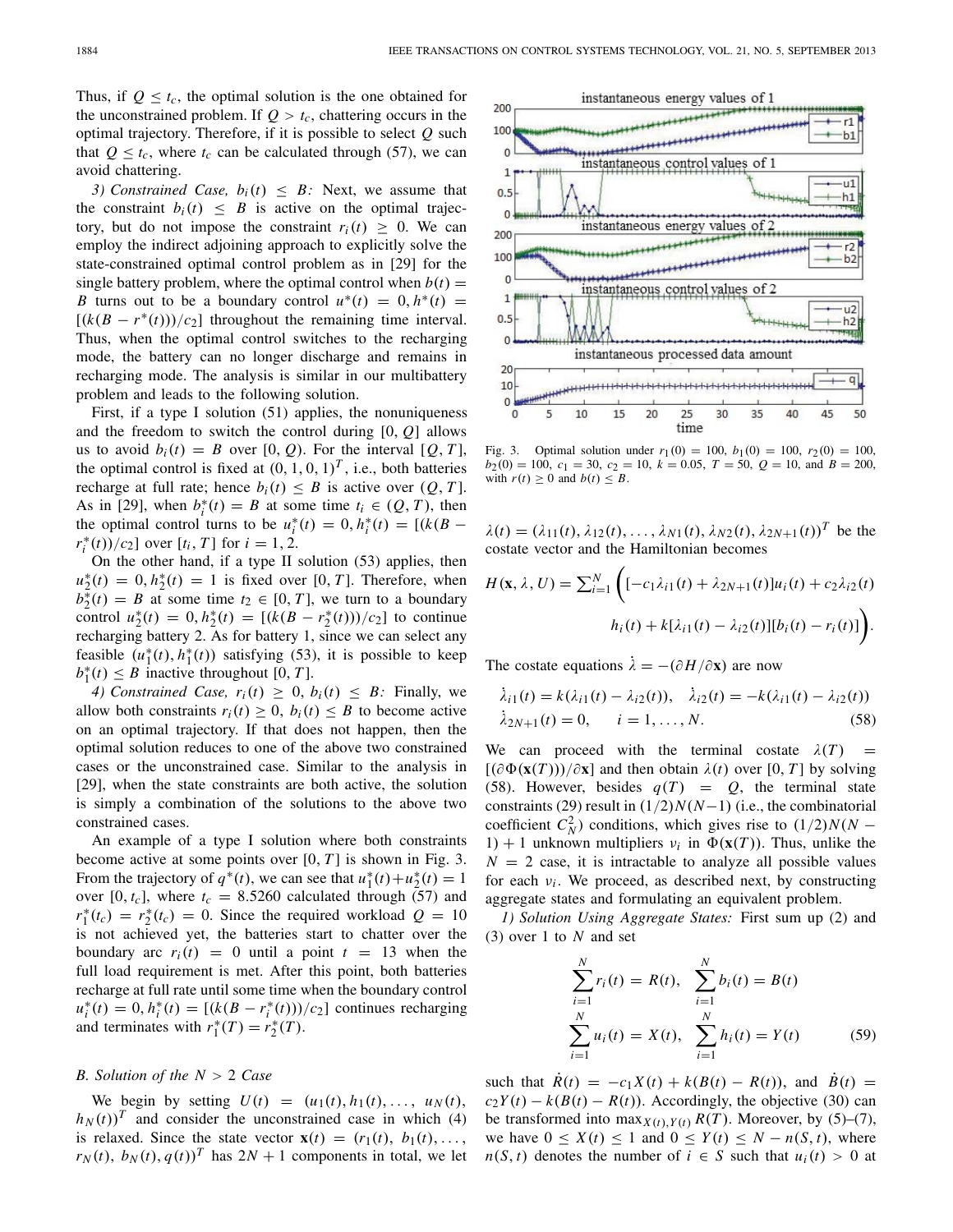Thus, if $Q \leq t_c$, the optimal solution is the one obtained for the unconstrained problem. If $Q > t_c$, chattering occurs in the optimal trajectory. Therefore, if it is possible to select $Q$ such that $Q \leq t_c$, where $t_c$ can be calculated through (57), we can avoid chattering.

*3) Constrained Case,* $b_i(t) \leq B$*:* Next, we assume that the constraint $b_i(t) \leq B$ is active on the optimal trajectory, but do not impose the constraint $r_i(t) \geq 0$. We can employ the indirect adjoining approach to explicitly solve the state-constrained optimal control problem as in [29] for the single battery problem, where the optimal control when $b(t) = B$ turns out to be a boundary control $u^*(t) = 0, h^*(t) = [(k(B - r^*(t)))/c_2]$ throughout the remaining time interval. Thus, when the optimal control switches to the recharging mode, the battery can no longer discharge and remains in recharging mode. The analysis is similar in our multibattery problem and leads to the following solution.

First, if a type I solution (51) applies, the nonuniqueness and the freedom to switch the control during $[0, Q]$ allows us to avoid $b_i(t) = B$ over $[0, Q)$. For the interval $[Q, T]$, the optimal control is fixed at $(0, 1, 0, 1)^T$, i.e., both batteries recharge at full rate; hence $b_i(t) \leq B$ is active over $(Q, T]$. As in [29], when $b_i^*(t) = B$ at some time $t_i \in (Q, T)$, then the optimal control turns to be $u_i^*(t) = 0, h_i^*(t) = [(k(B - r_i^*(t))/c_2]$ over $[t_i, T]$ for $i = 1, 2$.

On the other hand, if a type II solution (53) applies, then $u_2^*(t) = 0, h_2^*(t) = 1$ is fixed over $[0, T]$. Therefore, when $b_2^*(t) = B$ at some time $t_2 \in [0, T]$, we turn to a boundary control $u_2^*(t) = 0, h_2^*(t) = [(k(B - r_2^*(t)))/c_2]$ to continue recharging battery 2. As for battery 1, since we can select any feasible $(u_1^*(t), h_1^*(t))$ satisfying (53), it is possible to keep $b_1^*(t) \leq B$ inactive throughout $[0, T]$.

*4) Constrained Case,* $r_i(t) \geq 0$, $b_i(t) \leq B$*:* Finally, we allow both constraints $r_i(t) \geq 0$, $b_i(t) \leq B$ to become active on an optimal trajectory. If that does not happen, then the optimal solution reduces to one of the above two constrained cases or the unconstrained case. Similar to the analysis in [29], when the state constraints are both active, the solution is simply a combination of the solutions to the above two constrained cases.

An example of a type I solution where both constraints become active at some points over $[0, T]$ is shown in Fig. 3. From the trajectory of $q^*(t)$, we can see that $u_1^*(t) + u_2^*(t) = 1$ over $[0, t_c]$, where $t_c = 8.5260$ calculated through (57) and $r_1^*(t_c) = r_2^*(t_c) = 0$. Since the required workload $Q = 10$ is not achieved yet, the batteries start to chatter over the boundary arc $r_i(t) = 0$ until a point $t = 13$ when the full load requirement is met. After this point, both batteries recharge at full rate until some time when the boundary control $u_i^*(t) = 0, h_i^*(t) = [(k(B - r_i^*(t)))/c_2]$ continues recharging and terminates with $r_1^*(T) = r_2^*(T)$.

### B. Solution of the $N > 2$ Case

We begin by setting $U(t) = (u_1(t), h_1(t), \ldots, u_N(t), h_N(t))^T$ and consider the unconstrained case in which (4) is relaxed. Since the state vector $\mathbf{x}(t) = (r_1(t), b_1(t), \ldots, r_N(t), b_N(t), q(t))^T$ has $2N + 1$ components in total, we let

Fig. 3. Optimal solution under $r_1(0) = 100$, $b_1(0) = 100$, $r_2(0) = 100$, $b_2(0) = 100$, $c_1 = 30$, $c_2 = 10$, $k = 0.05$, $T = 50$, $Q = 10$, and $B = 200$, with $r(t) \geq 0$ and $b(t) \leq B$.

$\lambda(t) = (\lambda_{11}(t), \lambda_{12}(t), \ldots, \lambda_{N1}(t), \lambda_{N2}(t), \lambda_{2N+1}(t))^T$ be the costate vector and the Hamiltonian becomes

$$H(\mathbf{x}, \lambda, U) = \sum_{i=1}^{N} \Bigg( [-c_1\lambda_{i1}(t) + \lambda_{2N+1}(t)]u_i(t) + c_2\lambda_{i2}(t) h_i(t) + k[\lambda_{i1}(t) - \lambda_{i2}(t)][b_i(t) - r_i(t)] \Bigg).$$

The costate equations $\dot{\lambda} = -(\partial H/\partial \mathbf{x})$ are now

$$\dot{\lambda}_{i1}(t) = k(\lambda_{i1}(t) - \lambda_{i2}(t)), \quad \dot{\lambda}_{i2}(t) = -k(\lambda_{i1}(t) - \lambda_{i2}(t))$$
$$\dot{\lambda}_{2N+1}(t) = 0, \qquad i = 1, \ldots, N. \tag{58}$$

We can proceed with the terminal costate $\lambda(T) = [(\partial \Phi(\mathbf{x}(T)))/\partial \mathbf{x}]$ and then obtain $\lambda(t)$ over $[0, T]$ by solving (58). However, besides $q(T) = Q$, the terminal state constraints (29) result in $(1/2)N(N-1)$ (i.e., the combinatorial coefficient $C_N^2$) conditions, which gives rise to $(1/2)N(N-1) + 1$ unknown multipliers $\nu_i$ in $\Phi(\mathbf{x}(T))$. Thus, unlike the $N = 2$ case, it is intractable to analyze all possible values for each $\nu_i$. We proceed, as described next, by constructing aggregate states and formulating an equivalent problem.

*1) Solution Using Aggregate States:* First sum up (2) and (3) over 1 to $N$ and set

$$\sum_{i=1}^{N} r_i(t) = R(t), \quad \sum_{i=1}^{N} b_i(t) = B(t)$$
$$\sum_{i=1}^{N} u_i(t) = X(t), \quad \sum_{i=1}^{N} h_i(t) = Y(t) \tag{59}$$

such that $\dot{R}(t) = -c_1 X(t) + k(B(t) - R(t))$, and $\dot{B}(t) = c_2 Y(t) - k(B(t) - R(t))$. Accordingly, the objective (30) can be transformed into $\max_{X(t), Y(t)} R(T)$. Moreover, by (5)–(7), we have $0 \leq X(t) \leq 1$ and $0 \leq Y(t) \leq N - n(S, t)$, where $n(S, t)$ denotes the number of $i \in S$ such that $u_i(t) > 0$ at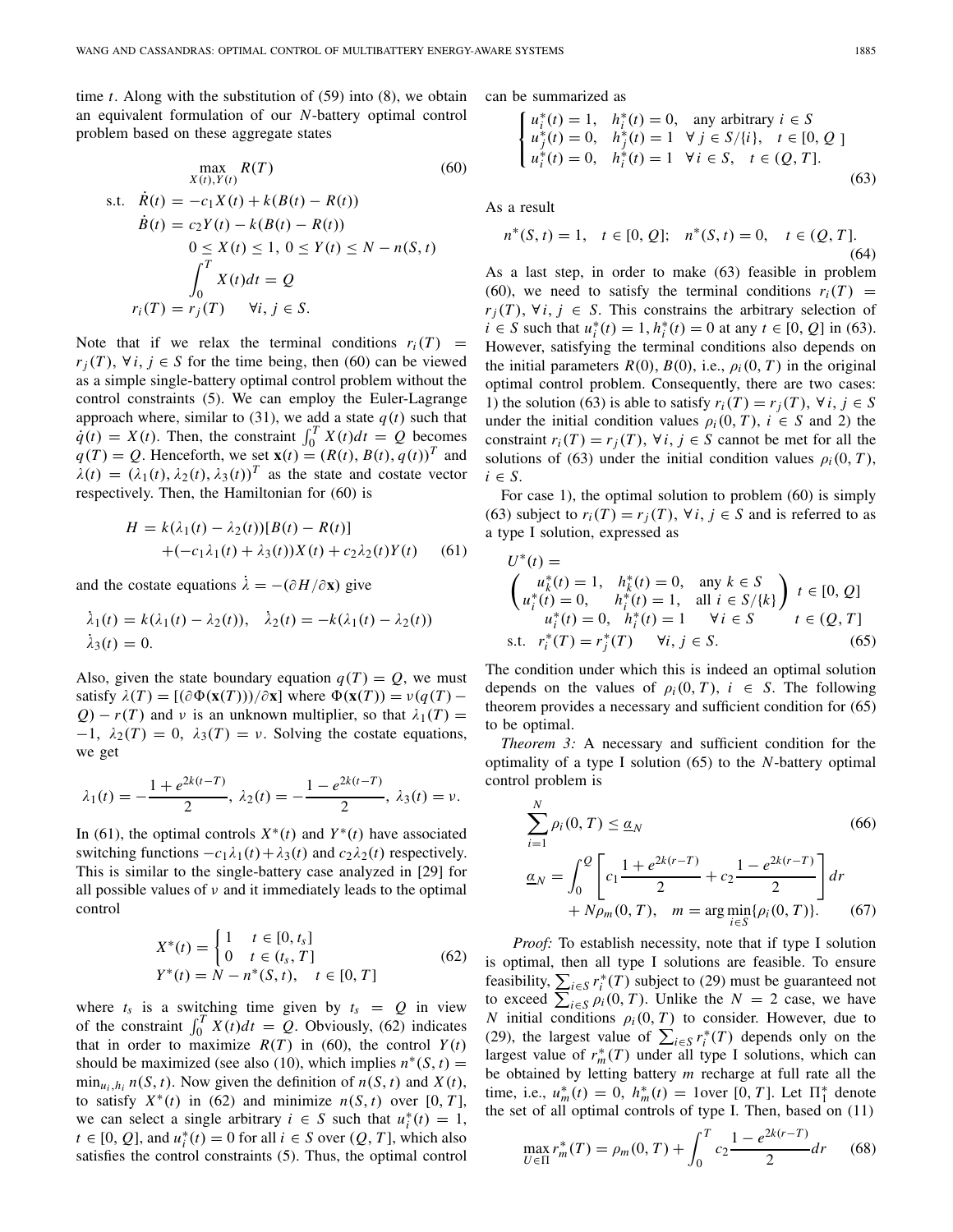time $t$. Along with the substitution of (59) into (8), we obtain an equivalent formulation of our $N$-battery optimal control problem based on these aggregate states

$$
\begin{aligned}
&\max_{X(t),Y(t)} R(T) && (60)\\
\text{s.t.}\quad &\dot{R}(t) = -c_1 X(t) + k(B(t) - R(t))\\
&\dot{B}(t) = c_2 Y(t) - k(B(t) - R(t))\\
&0 \le X(t) \le 1,\ 0 \le Y(t) \le N - n(S,t)\\
&\int_0^T X(t)dt = Q\\
&r_i(T) = r_j(T) \quad \forall i,j \in S.
\end{aligned}
$$

Note that if we relax the terminal conditions $r_i(T) = r_j(T)$, $\forall i,j \in S$ for the time being, then (60) can be viewed as a simple single-battery optimal control problem without the control constraints (5). We can employ the Euler-Lagrange approach where, similar to (31), we add a state $q(t)$ such that $\dot{q}(t) = X(t)$. Then, the constraint $\int_0^T X(t)dt = Q$ becomes $q(T) = Q$. Henceforth, we set $\mathbf{x}(t) = (R(t), B(t), q(t))^T$ and $\lambda(t) = (\lambda_1(t), \lambda_2(t), \lambda_3(t))^T$ as the state and costate vector respectively. Then, the Hamiltonian for (60) is

$$
\begin{aligned}
H = {} & k(\lambda_1(t) - \lambda_2(t))[B(t) - R(t)]\\
& + (-c_1\lambda_1(t) + \lambda_3(t))X(t) + c_2\lambda_2(t)Y(t) \qquad (61)
\end{aligned}
$$

and the costate equations $\dot{\lambda} = -(\partial H/\partial \mathbf{x})$ give

$$
\begin{aligned}
&\dot{\lambda}_1(t) = k(\lambda_1(t) - \lambda_2(t)), \quad \dot{\lambda}_2(t) = -k(\lambda_1(t) - \lambda_2(t))\\
&\dot{\lambda}_3(t) = 0.
\end{aligned}
$$

Also, given the state boundary equation $q(T) = Q$, we must satisfy $\lambda(T) = [(\partial \Phi(\mathbf{x}(T)))/\partial \mathbf{x}]$ where $\Phi(\mathbf{x}(T)) = \nu(q(T) - Q) - r(T)$ and $\nu$ is an unknown multiplier, so that $\lambda_1(T) = -1$, $\lambda_2(T) = 0$, $\lambda_3(T) = \nu$. Solving the costate equations, we get

$$
\lambda_1(t) = -\frac{1 + e^{2k(t-T)}}{2},\ \lambda_2(t) = -\frac{1 - e^{2k(t-T)}}{2},\ \lambda_3(t) = \nu.
$$

In (61), the optimal controls $X^*(t)$ and $Y^*(t)$ have associated switching functions $-c_1\lambda_1(t) + \lambda_3(t)$ and $c_2\lambda_2(t)$ respectively. This is similar to the single-battery case analyzed in [29] for all possible values of $\nu$ and it immediately leads to the optimal control

$$
\begin{aligned}
X^*(t) &= \begin{cases} 1 & t \in [0, t_s]\\ 0 & t \in (t_s, T] \end{cases} \qquad (62)\\
Y^*(t) &= N - n^*(S,t), \quad t \in [0,T]
\end{aligned}
$$

where $t_s$ is a switching time given by $t_s = Q$ in view of the constraint $\int_0^T X(t)dt = Q$. Obviously, (62) indicates that in order to maximize $R(T)$ in (60), the control $Y(t)$ should be maximized (see also (10), which implies $n^*(S,t) = \min_{u_i,h_i} n(S,t)$. Now given the definition of $n(S,t)$ and $X(t)$, to satisfy $X^*(t)$ in (62) and minimize $n(S,t)$ over $[0,T]$, we can select a single arbitrary $i \in S$ such that $u_i^*(t) = 1$, $t \in [0,Q]$, and $u_i^*(t) = 0$ for all $i \in S$ over $(Q,T]$, which also satisfies the control constraints (5). Thus, the optimal control can be summarized as

$$
\begin{cases}
u_i^*(t) = 1, \quad h_i^*(t) = 0, \quad \text{any arbitrary } i \in S\\
u_j^*(t) = 0, \quad h_j^*(t) = 1 \quad \forall j \in S/\{i\}, \quad t \in [0, Q\ ]\\
u_i^*(t) = 0, \quad h_i^*(t) = 1 \quad \forall i \in S, \quad t \in (Q, T].
\end{cases} \qquad (63)
$$

As a result

$$
n^*(S,t) = 1, \quad t \in [0,Q]; \quad n^*(S,t) = 0, \quad t \in (Q,T]. \qquad (64)
$$

As a last step, in order to make (63) feasible in problem (60), we need to satisfy the terminal conditions $r_i(T) = r_j(T)$, $\forall i,j \in S$. This constrains the arbitrary selection of $i \in S$ such that $u_i^*(t) = 1, h_i^*(t) = 0$ at any $t \in [0,Q]$ in (63). However, satisfying the terminal conditions also depends on the initial parameters $R(0)$, $B(0)$, i.e., $\rho_i(0,T)$ in the original optimal control problem. Consequently, there are two cases: 1) the solution (63) is able to satisfy $r_i(T) = r_j(T)$, $\forall i,j \in S$ under the initial condition values $\rho_i(0,T)$, $i \in S$ and 2) the constraint $r_i(T) = r_j(T)$, $\forall i,j \in S$ cannot be met for all the solutions of (63) under the initial condition values $\rho_i(0,T)$, $i \in S$.

For case 1), the optimal solution to problem (60) is simply (63) subject to $r_i(T) = r_j(T)$, $\forall i,j \in S$ and is referred to as a type I solution, expressed as

$$
\begin{aligned}
&U^*(t) =\\
&\begin{pmatrix} u_k^*(t) = 1, \quad h_k^*(t) = 0, \quad \text{any } k \in S\\ u_i^*(t) = 0, \quad h_i^*(t) = 1, \quad \text{all } i \in S/\{k\} \end{pmatrix} \ t \in [0,Q]\\
&\qquad u_i^*(t) = 0, \quad h_i^*(t) = 1 \qquad \forall i \in S \qquad\quad t \in (Q,T]\\
&\text{s.t.} \quad r_i^*(T) = r_j^*(T) \qquad \forall i,j \in S. \qquad (65)
\end{aligned}
$$

The condition under which this is indeed an optimal solution depends on the values of $\rho_i(0,T)$, $i \in S$. The following theorem provides a necessary and sufficient condition for (65) to be optimal.

*Theorem 3:* A necessary and sufficient condition for the optimality of a type I solution (65) to the $N$-battery optimal control problem is

$$
\sum_{i=1}^{N} \rho_i(0,T) \le \underline{\alpha}_N \qquad (66)
$$

$$
\begin{aligned}
\underline{\alpha}_N = {} & \int_0^Q \left[ c_1 \frac{1 + e^{2k(r-T)}}{2} + c_2 \frac{1 - e^{2k(r-T)}}{2} \right] dr\\
& + N\rho_m(0,T), \quad m = \arg\min_{i \in S}\{\rho_i(0,T)\}. \qquad (67)
\end{aligned}
$$

*Proof:* To establish necessity, note that if type I solution is optimal, then all type I solutions are feasible. To ensure feasibility, $\sum_{i \in S} r_i^*(T)$ subject to (29) must be guaranteed not to exceed $\sum_{i \in S} \rho_i(0,T)$. Unlike the $N = 2$ case, we have $N$ initial conditions $\rho_i(0,T)$ to consider. However, due to (29), the largest value of $\sum_{i \in S} r_i^*(T)$ depends only on the largest value of $r_m^*(T)$ under all type I solutions, which can be obtained by letting battery $m$ recharge at full rate all the time, i.e., $u_m^*(t) = 0$, $h_m^*(t) = 1$over $[0,T]$. Let $\Pi_1^*$ denote the set of all optimal controls of type I. Then, based on (11)

$$
\max_{U \in \Pi} r_m^*(T) = \rho_m(0,T) + \int_0^T c_2 \frac{1 - e^{2k(r-T)}}{2} dr \qquad (68)
$$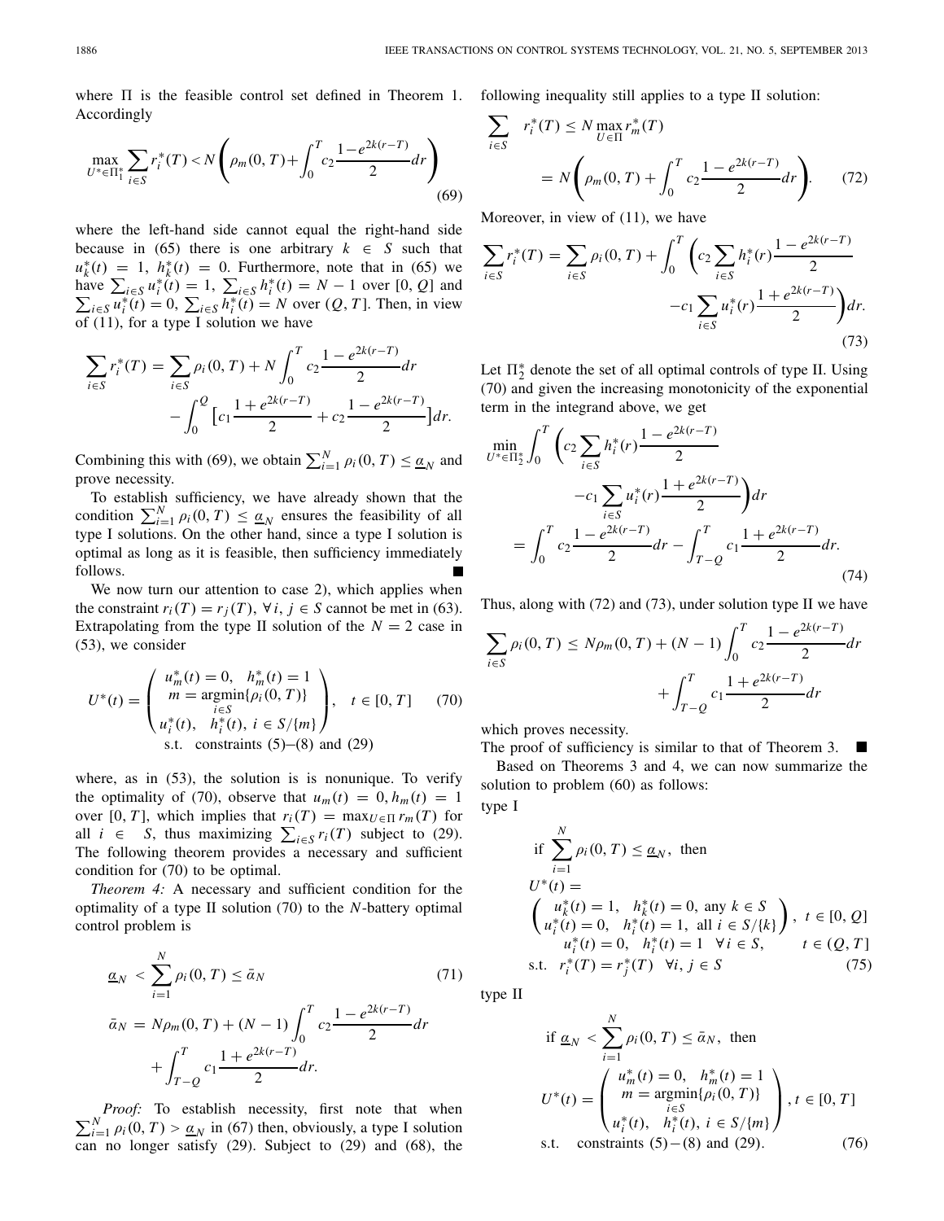where $\Pi$ is the feasible control set defined in Theorem 1. Accordingly

$$\max_{U^* \in \Pi_1^*} \sum_{i \in S} r_i^*(T) < N\left(\rho_m(0,T) + \int_0^T c_2 \frac{1-e^{2k(r-T)}}{2} dr\right) \tag{69}$$

where the left-hand side cannot equal the right-hand side because in (65) there is one arbitrary $k \in S$ such that $u_k^*(t) = 1$, $h_k^*(t) = 0$. Furthermore, note that in (65) we have $\sum_{i \in S} u_i^*(t) = 1$, $\sum_{i \in S} h_i^*(t) = N-1$ over $[0, Q]$ and $\sum_{i \in S} u_i^*(t) = 0$, $\sum_{i \in S} h_i^*(t) = N$ over $(Q, T]$. Then, in view of (11), for a type I solution we have

$$\sum_{i \in S} r_i^*(T) = \sum_{i \in S} \rho_i(0,T) + N \int_0^T c_2 \frac{1-e^{2k(r-T)}}{2} dr - \int_0^Q \left[c_1 \frac{1+e^{2k(r-T)}}{2} + c_2 \frac{1-e^{2k(r-T)}}{2}\right] dr.$$

Combining this with (69), we obtain $\sum_{i=1}^N \rho_i(0,T) \le \underline{\alpha}_N$ and prove necessity.

To establish sufficiency, we have already shown that the condition $\sum_{i=1}^N \rho_i(0,T) \le \underline{\alpha}_N$ ensures the feasibility of all type I solutions. On the other hand, since a type I solution is optimal as long as it is feasible, then sufficiency immediately follows. ■

We now turn our attention to case 2), which applies when the constraint $r_i(T) = r_j(T)$, $\forall\, i, j \in S$ cannot be met in (63). Extrapolating from the type II solution of the $N = 2$ case in (53), we consider

$$U^*(t) = \begin{pmatrix} u_m^*(t) = 0, \quad h_m^*(t) = 1 \\ m = \underset{i \in S}{\operatorname{argmin}}\{\rho_i(0,T)\} \\ u_i^*(t), \quad h_i^*(t), \; i \in S/\{m\} \end{pmatrix}, \quad t \in [0, T] \tag{70}$$
$$\text{s.t. constraints (5)–(8) and (29)}$$

where, as in (53), the solution is is nonunique. To verify the optimality of (70), observe that $u_m(t) = 0, h_m(t) = 1$ over $[0, T]$, which implies that $r_i(T) = \max_{U \in \Pi} r_m(T)$ for all $i \in S$, thus maximizing $\sum_{i \in S} r_i(T)$ subject to (29). The following theorem provides a necessary and sufficient condition for (70) to be optimal.

*Theorem 4:* A necessary and sufficient condition for the optimality of a type II solution (70) to the $N$-battery optimal control problem is

$$\underline{\alpha}_N < \sum_{i=1}^N \rho_i(0,T) \le \bar{\alpha}_N \tag{71}$$

$$\bar{\alpha}_N = N\rho_m(0,T) + (N-1)\int_0^T c_2 \frac{1-e^{2k(r-T)}}{2} dr + \int_{T-Q}^T c_1 \frac{1+e^{2k(r-T)}}{2} dr.$$

*Proof:* To establish necessity, first note that when $\sum_{i=1}^N \rho_i(0,T) > \underline{\alpha}_N$ in (67) then, obviously, a type I solution can no longer satisfy (29). Subject to (29) and (68), the following inequality still applies to a type II solution:

$$\sum_{i \in S} r_i^*(T) \le N \max_{U \in \Pi} r_m^*(T) = N\left(\rho_m(0,T) + \int_0^T c_2 \frac{1-e^{2k(r-T)}}{2} dr\right). \tag{72}$$

Moreover, in view of (11), we have

$$\sum_{i \in S} r_i^*(T) = \sum_{i \in S} \rho_i(0,T) + \int_0^T \left(c_2 \sum_{i \in S} h_i^*(r) \frac{1-e^{2k(r-T)}}{2} - c_1 \sum_{i \in S} u_i^*(r) \frac{1+e^{2k(r-T)}}{2}\right) dr. \tag{73}$$

Let $\Pi_2^*$ denote the set of all optimal controls of type II. Using (70) and given the increasing monotonicity of the exponential term in the integrand above, we get

$$\min_{U^* \in \Pi_2^*} \int_0^T \left(c_2 \sum_{i \in S} h_i^*(r) \frac{1-e^{2k(r-T)}}{2} - c_1 \sum_{i \in S} u_i^*(r) \frac{1+e^{2k(r-T)}}{2}\right) dr = \int_0^T c_2 \frac{1-e^{2k(r-T)}}{2} dr - \int_{T-Q}^T c_1 \frac{1+e^{2k(r-T)}}{2} dr. \tag{74}$$

Thus, along with (72) and (73), under solution type II we have

$$\sum_{i \in S} \rho_i(0,T) \le N\rho_m(0,T) + (N-1)\int_0^T c_2 \frac{1-e^{2k(r-T)}}{2} dr + \int_{T-Q}^T c_1 \frac{1+e^{2k(r-T)}}{2} dr$$

which proves necessity.

The proof of sufficiency is similar to that of Theorem 3. ■

Based on Theorems 3 and 4, we can now summarize the solution to problem (60) as follows:

type I

$$\text{if } \sum_{i=1}^N \rho_i(0,T) \le \underline{\alpha}_N, \text{ then}$$
$$U^*(t) = \begin{pmatrix} u_k^*(t) = 1, \quad h_k^*(t) = 0, \text{ any } k \in S \\ u_i^*(t) = 0, \quad h_i^*(t) = 1, \text{ all } i \in S/\{k\} \end{pmatrix}, \quad t \in [0, Q]$$
$$u_i^*(t) = 0, \quad h_i^*(t) = 1 \quad \forall i \in S, \qquad t \in (Q, T]$$
$$\text{s.t. } r_i^*(T) = r_j^*(T) \quad \forall i, j \in S \tag{75}$$

type II

$$\text{if } \underline{\alpha}_N < \sum_{i=1}^N \rho_i(0,T) \le \bar{\alpha}_N, \text{ then}$$
$$U^*(t) = \begin{pmatrix} u_m^*(t) = 0, \quad h_m^*(t) = 1 \\ m = \underset{i \in S}{\operatorname{argmin}}\{\rho_i(0,T)\} \\ u_i^*(t), \quad h_i^*(t), \; i \in S/\{m\} \end{pmatrix}, t \in [0, T]$$
$$\text{s.t. constraints (5)–(8) and (29).} \tag{76}$$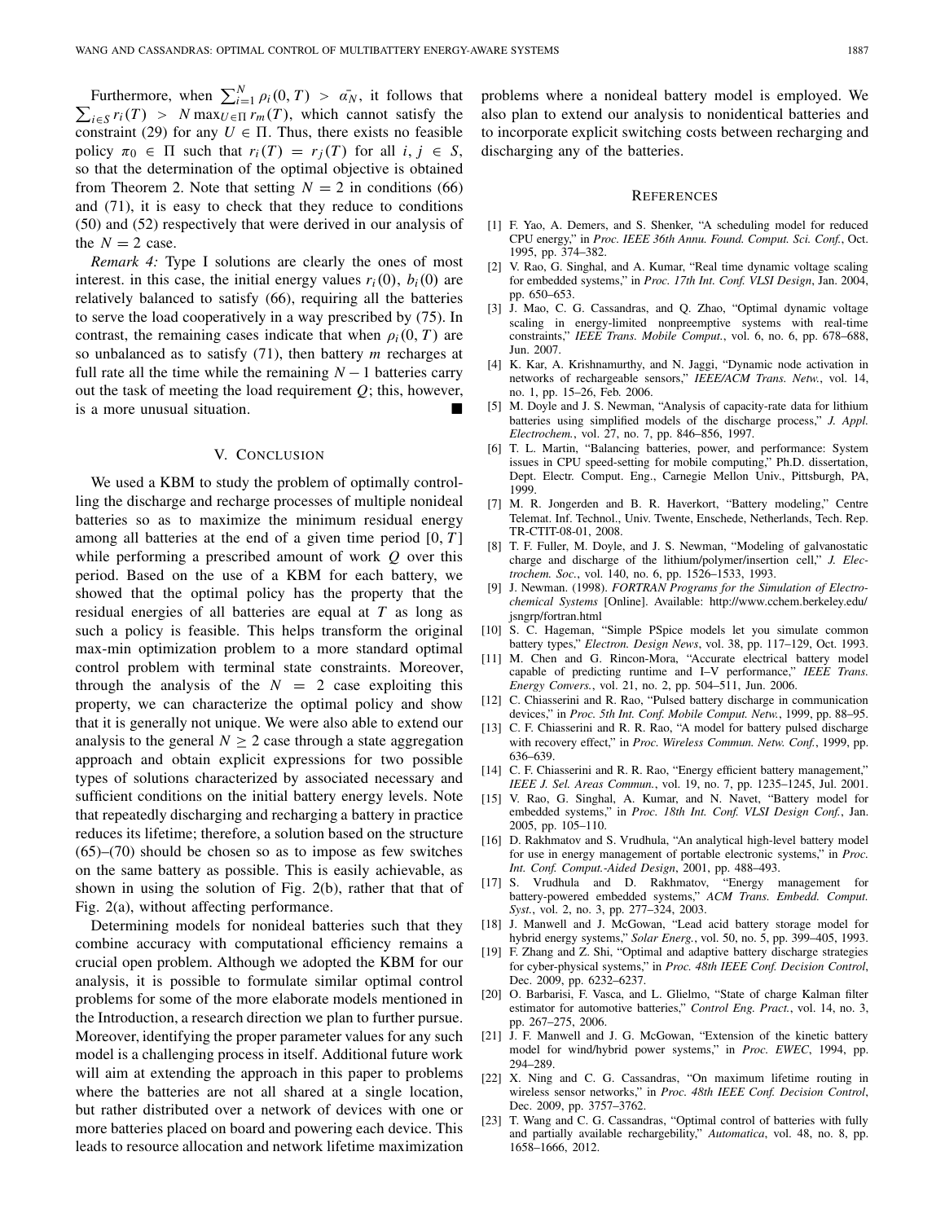Furthermore, when $\sum_{i=1}^{N} \rho_i(0, T) > \bar{\alpha_N}$, it follows that $\sum_{i \in S} r_i(T) > N \max_{U \in \Pi} r_m(T)$, which cannot satisfy the constraint (29) for any $U \in \Pi$. Thus, there exists no feasible policy $\pi_0 \in \Pi$ such that $r_i(T) = r_j(T)$ for all $i, j \in S$, so that the determination of the optimal objective is obtained from Theorem 2. Note that setting $N = 2$ in conditions (66) and (71), it is easy to check that they reduce to conditions (50) and (52) respectively that were derived in our analysis of the $N = 2$ case.

*Remark 4:* Type I solutions are clearly the ones of most interest. in this case, the initial energy values $r_i(0)$, $b_i(0)$ are relatively balanced to satisfy (66), requiring all the batteries to serve the load cooperatively in a way prescribed by (75). In contrast, the remaining cases indicate that when $\rho_i(0, T)$ are so unbalanced as to satisfy (71), then battery $m$ recharges at full rate all the time while the remaining $N - 1$ batteries carry out the task of meeting the load requirement $Q$; this, however, is a more unusual situation. ■

## V. Conclusion

We used a KBM to study the problem of optimally controlling the discharge and recharge processes of multiple nonideal batteries so as to maximize the minimum residual energy among all batteries at the end of a given time period $[0, T]$ while performing a prescribed amount of work $Q$ over this period. Based on the use of a KBM for each battery, we showed that the optimal policy has the property that the residual energies of all batteries are equal at $T$ as long as such a policy is feasible. This helps transform the original max-min optimization problem to a more standard optimal control problem with terminal state constraints. Moreover, through the analysis of the $N = 2$ case exploiting this property, we can characterize the optimal policy and show that it is generally not unique. We were also able to extend our analysis to the general $N \geq 2$ case through a state aggregation approach and obtain explicit expressions for two possible types of solutions characterized by associated necessary and sufficient conditions on the initial battery energy levels. Note that repeatedly discharging and recharging a battery in practice reduces its lifetime; therefore, a solution based on the structure (65)–(70) should be chosen so as to impose as few switches on the same battery as possible. This is easily achievable, as shown in using the solution of Fig. 2(b), rather that that of Fig. 2(a), without affecting performance.

Determining models for nonideal batteries such that they combine accuracy with computational efficiency remains a crucial open problem. Although we adopted the KBM for our analysis, it is possible to formulate similar optimal control problems for some of the more elaborate models mentioned in the Introduction, a research direction we plan to further pursue. Moreover, identifying the proper parameter values for any such model is a challenging process in itself. Additional future work will aim at extending the approach in this paper to problems where the batteries are not all shared at a single location, but rather distributed over a network of devices with one or more batteries placed on board and powering each device. This leads to resource allocation and network lifetime maximization problems where a nonideal battery model is employed. We also plan to extend our analysis to nonidentical batteries and to incorporate explicit switching costs between recharging and discharging any of the batteries.

## References

[1] F. Yao, A. Demers, and S. Shenker, "A scheduling model for reduced CPU energy," in *Proc. IEEE 36th Annu. Found. Comput. Sci. Conf.*, Oct. 1995, pp. 374–382.

[2] V. Rao, G. Singhal, and A. Kumar, "Real time dynamic voltage scaling for embedded systems," in *Proc. 17th Int. Conf. VLSI Design*, Jan. 2004, pp. 650–653.

[3] J. Mao, C. G. Cassandras, and Q. Zhao, "Optimal dynamic voltage scaling in energy-limited nonpreemptive systems with real-time constraints," *IEEE Trans. Mobile Comput.*, vol. 6, no. 6, pp. 678–688, Jun. 2007.

[4] K. Kar, A. Krishnamurthy, and N. Jaggi, "Dynamic node activation in networks of rechargeable sensors," *IEEE/ACM Trans. Netw.*, vol. 14, no. 1, pp. 15–26, Feb. 2006.

[5] M. Doyle and J. S. Newman, "Analysis of capacity-rate data for lithium batteries using simplified models of the discharge process," *J. Appl. Electrochem.*, vol. 27, no. 7, pp. 846–856, 1997.

[6] T. L. Martin, "Balancing batteries, power, and performance: System issues in CPU speed-setting for mobile computing," Ph.D. dissertation, Dept. Electr. Comput. Eng., Carnegie Mellon Univ., Pittsburgh, PA, 1999.

[7] M. R. Jongerden and B. R. Haverkort, "Battery modeling," Centre Telemat. Inf. Technol., Univ. Twente, Enschede, Netherlands, Tech. Rep. TR-CTIT-08-01, 2008.

[8] T. F. Fuller, M. Doyle, and J. S. Newman, "Modeling of galvanostatic charge and discharge of the lithium/polymer/insertion cell," *J. Electrochem. Soc.*, vol. 140, no. 6, pp. 1526–1533, 1993.

[9] J. Newman. (1998). *FORTRAN Programs for the Simulation of Electrochemical Systems* [Online]. Available: http://www.cchem.berkeley.edu/jsngrp/fortran.html

[10] S. C. Hageman, "Simple PSpice models let you simulate common battery types," *Electron. Design News*, vol. 38, pp. 117–129, Oct. 1993.

[11] M. Chen and G. Rincon-Mora, "Accurate electrical battery model capable of predicting runtime and I–V performance," *IEEE Trans. Energy Convers.*, vol. 21, no. 2, pp. 504–511, Jun. 2006.

[12] C. Chiasserini and R. Rao, "Pulsed battery discharge in communication devices," in *Proc. 5th Int. Conf. Mobile Comput. Netw.*, 1999, pp. 88–95.

[13] C. F. Chiasserini and R. R. Rao, "A model for battery pulsed discharge with recovery effect," in *Proc. Wireless Commun. Netw. Conf.*, 1999, pp. 636–639.

[14] C. F. Chiasserini and R. R. Rao, "Energy efficient battery management," *IEEE J. Sel. Areas Commun.*, vol. 19, no. 7, pp. 1235–1245, Jul. 2001.

[15] V. Rao, G. Singhal, A. Kumar, and N. Navet, "Battery model for embedded systems," in *Proc. 18th Int. Conf. VLSI Design Conf.*, Jan. 2005, pp. 105–110.

[16] D. Rakhmatov and S. Vrudhula, "An analytical high-level battery model for use in energy management of portable electronic systems," in *Proc. Int. Conf. Comput.-Aided Design*, 2001, pp. 488–493.

[17] S. Vrudhula and D. Rakhmatov, "Energy management for battery-powered embedded systems," *ACM Trans. Embedd. Comput. Syst.*, vol. 2, no. 3, pp. 277–324, 2003.

[18] J. Manwell and J. McGowan, "Lead acid battery storage model for hybrid energy systems," *Solar Energ.*, vol. 50, no. 5, pp. 399–405, 1993.

[19] F. Zhang and Z. Shi, "Optimal and adaptive battery discharge strategies for cyber-physical systems," in *Proc. 48th IEEE Conf. Decision Control*, Dec. 2009, pp. 6232–6237.

[20] O. Barbarisi, F. Vasca, and L. Glielmo, "State of charge Kalman filter estimator for automotive batteries," *Control Eng. Pract.*, vol. 14, no. 3, pp. 267–275, 2006.

[21] J. F. Manwell and J. G. McGowan, "Extension of the kinetic battery model for wind/hybrid power systems," in *Proc. EWEC*, 1994, pp. 294–289.

[22] X. Ning and C. G. Cassandras, "On maximum lifetime routing in wireless sensor networks," in *Proc. 48th IEEE Conf. Decision Control*, Dec. 2009, pp. 3757–3762.

[23] T. Wang and C. G. Cassandras, "Optimal control of batteries with fully and partially available rechargebility," *Automatica*, vol. 48, no. 8, pp. 1658–1666, 2012.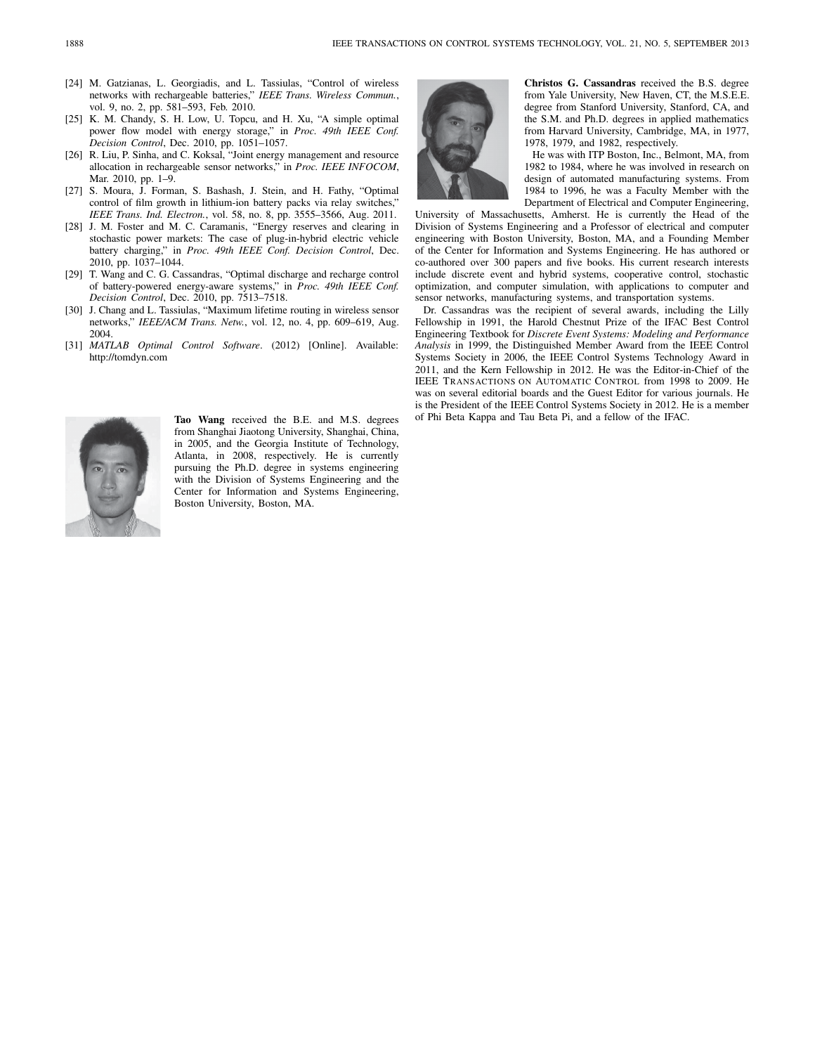[24] M. Gatzianas, L. Georgiadis, and L. Tassiulas, "Control of wireless networks with rechargeable batteries," *IEEE Trans. Wireless Commun.*, vol. 9, no. 2, pp. 581–593, Feb. 2010.

[25] K. M. Chandy, S. H. Low, U. Topcu, and H. Xu, "A simple optimal power flow model with energy storage," in *Proc. 49th IEEE Conf. Decision Control*, Dec. 2010, pp. 1051–1057.

[26] R. Liu, P. Sinha, and C. Koksal, "Joint energy management and resource allocation in rechargeable sensor networks," in *Proc. IEEE INFOCOM*, Mar. 2010, pp. 1–9.

[27] S. Moura, J. Forman, S. Bashash, J. Stein, and H. Fathy, "Optimal control of film growth in lithium-ion battery packs via relay switches," *IEEE Trans. Ind. Electron.*, vol. 58, no. 8, pp. 3555–3566, Aug. 2011.

[28] J. M. Foster and M. C. Caramanis, "Energy reserves and clearing in stochastic power markets: The case of plug-in-hybrid electric vehicle battery charging," in *Proc. 49th IEEE Conf. Decision Control*, Dec. 2010, pp. 1037–1044.

[29] T. Wang and C. G. Cassandras, "Optimal discharge and recharge control of battery-powered energy-aware systems," in *Proc. 49th IEEE Conf. Decision Control*, Dec. 2010, pp. 7513–7518.

[30] J. Chang and L. Tassiulas, "Maximum lifetime routing in wireless sensor networks," *IEEE/ACM Trans. Netw.*, vol. 12, no. 4, pp. 609–619, Aug. 2004.

[31] *MATLAB Optimal Control Software*. (2012) [Online]. Available: http://tomdyn.com

**Tao Wang** received the B.E. and M.S. degrees from Shanghai Jiaotong University, Shanghai, China, in 2005, and the Georgia Institute of Technology, Atlanta, in 2008, respectively. He is currently pursuing the Ph.D. degree in systems engineering with the Division of Systems Engineering and the Center for Information and Systems Engineering, Boston University, Boston, MA.

**Christos G. Cassandras** received the B.S. degree from Yale University, New Haven, CT, the M.S.E.E. degree from Stanford University, Stanford, CA, and the S.M. and Ph.D. degrees in applied mathematics from Harvard University, Cambridge, MA, in 1977, 1978, 1979, and 1982, respectively.

He was with ITP Boston, Inc., Belmont, MA, from 1982 to 1984, where he was involved in research on design of automated manufacturing systems. From 1984 to 1996, he was a Faculty Member with the Department of Electrical and Computer Engineering, University of Massachusetts, Amherst. He is currently the Head of the Division of Systems Engineering and a Professor of electrical and computer engineering with Boston University, Boston, MA, and a Founding Member of the Center for Information and Systems Engineering. He has authored or co-authored over 300 papers and five books. His current research interests include discrete event and hybrid systems, cooperative control, stochastic optimization, and computer simulation, with applications to computer and sensor networks, manufacturing systems, and transportation systems.

Dr. Cassandras was the recipient of several awards, including the Lilly Fellowship in 1991, the Harold Chestnut Prize of the IFAC Best Control Engineering Textbook for *Discrete Event Systems: Modeling and Performance Analysis* in 1999, the Distinguished Member Award from the IEEE Control Systems Society in 2006, the IEEE Control Systems Technology Award in 2011, and the Kern Fellowship in 2012. He was the Editor-in-Chief of the IEEE TRANSACTIONS ON AUTOMATIC CONTROL from 1998 to 2009. He was on several editorial boards and the Guest Editor for various journals. He is the President of the IEEE Control Systems Society in 2012. He is a member of Phi Beta Kappa and Tau Beta Pi, and a fellow of the IFAC.